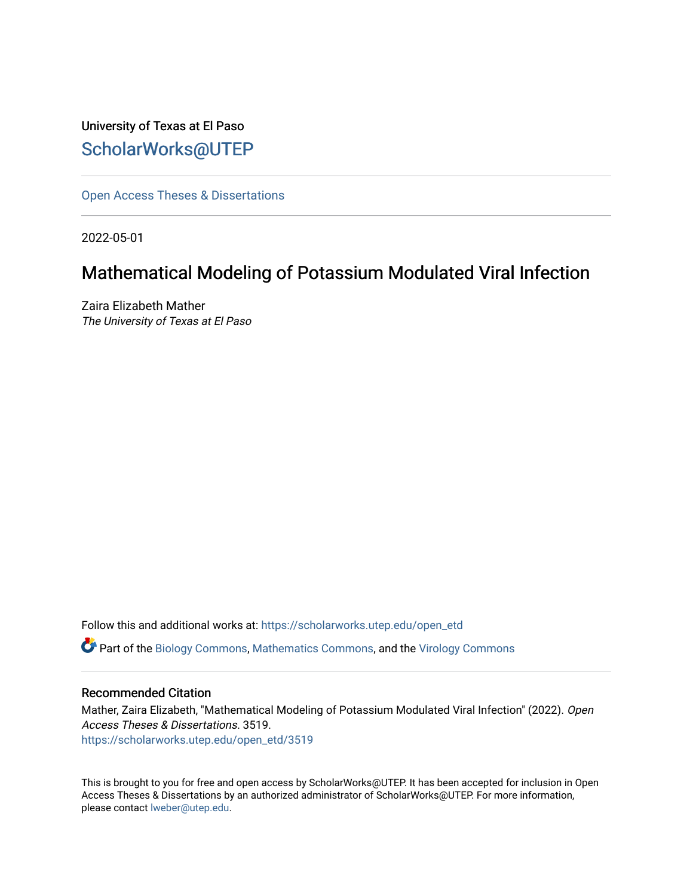University of Texas at El Paso

ScholarWorks@UTEP

---

Open Access Theses & Dissertations

---

2022-05-01

# Mathematical Modeling of Potassium Modulated Viral Infection

Zaira Elizabeth Mather
*The University of Texas at El Paso*

Follow this and additional works at: https://scholarworks.utep.edu/open_etd

Part of the Biology Commons, Mathematics Commons, and the Virology Commons

---

## Recommended Citation

Mather, Zaira Elizabeth, "Mathematical Modeling of Potassium Modulated Viral Infection" (2022). *Open Access Theses & Dissertations*. 3519.
https://scholarworks.utep.edu/open_etd/3519

This is brought to you for free and open access by ScholarWorks@UTEP. It has been accepted for inclusion in Open Access Theses & Dissertations by an authorized administrator of ScholarWorks@UTEP. For more information, please contact lweber@utep.edu.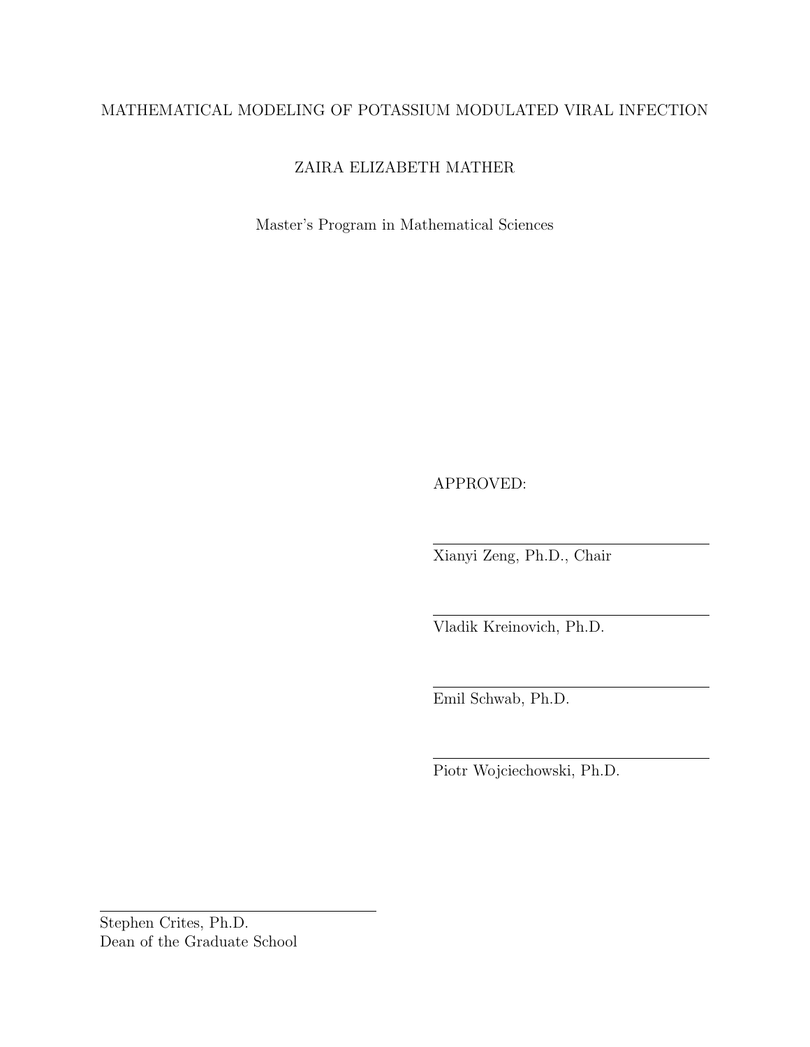MATHEMATICAL MODELING OF POTASSIUM MODULATED VIRAL INFECTION

ZAIRA ELIZABETH MATHER

Master's Program in Mathematical Sciences

APPROVED:

Xianyi Zeng, Ph.D., Chair

Vladik Kreinovich, Ph.D.

Emil Schwab, Ph.D.

Piotr Wojciechowski, Ph.D.

Stephen Crites, Ph.D.
Dean of the Graduate School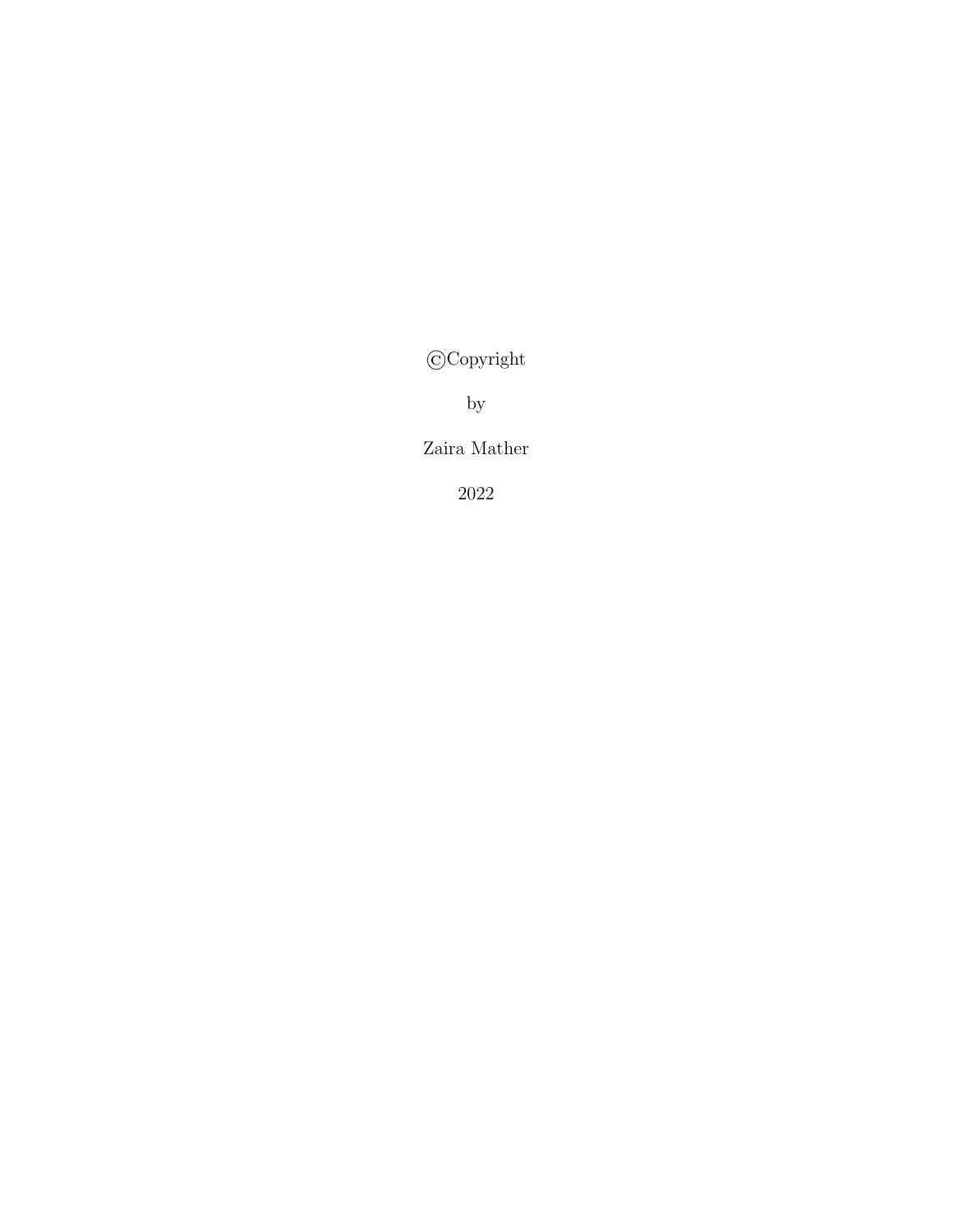©Copyright

by

Zaira Mather

2022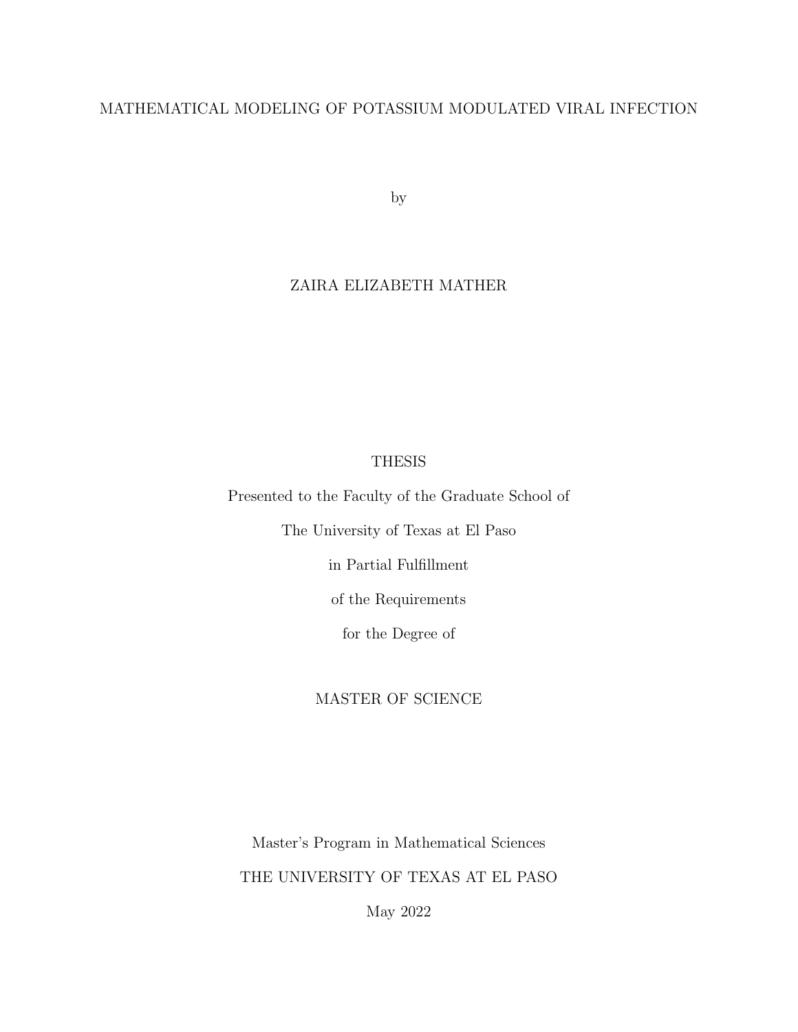# MATHEMATICAL MODELING OF POTASSIUM MODULATED VIRAL INFECTION

by

ZAIRA ELIZABETH MATHER

THESIS

Presented to the Faculty of the Graduate School of

The University of Texas at El Paso

in Partial Fulfillment

of the Requirements

for the Degree of

MASTER OF SCIENCE

Master's Program in Mathematical Sciences

THE UNIVERSITY OF TEXAS AT EL PASO

May 2022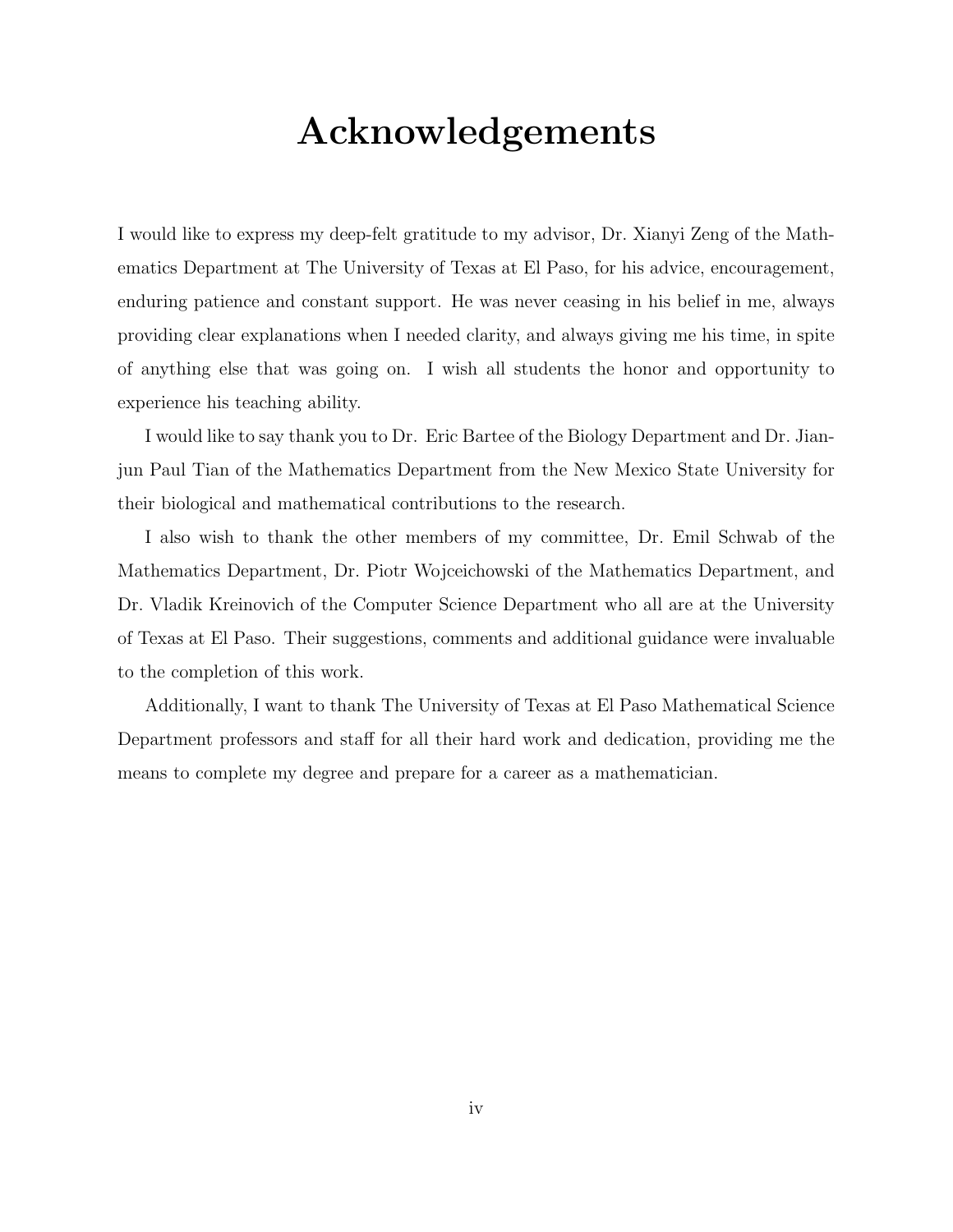# Acknowledgements

I would like to express my deep-felt gratitude to my advisor, Dr. Xianyi Zeng of the Mathematics Department at The University of Texas at El Paso, for his advice, encouragement, enduring patience and constant support. He was never ceasing in his belief in me, always providing clear explanations when I needed clarity, and always giving me his time, in spite of anything else that was going on. I wish all students the honor and opportunity to experience his teaching ability.

I would like to say thank you to Dr. Eric Bartee of the Biology Department and Dr. Jianjun Paul Tian of the Mathematics Department from the New Mexico State University for their biological and mathematical contributions to the research.

I also wish to thank the other members of my committee, Dr. Emil Schwab of the Mathematics Department, Dr. Piotr Wojceichowski of the Mathematics Department, and Dr. Vladik Kreinovich of the Computer Science Department who all are at the University of Texas at El Paso. Their suggestions, comments and additional guidance were invaluable to the completion of this work.

Additionally, I want to thank The University of Texas at El Paso Mathematical Science Department professors and staff for all their hard work and dedication, providing me the means to complete my degree and prepare for a career as a mathematician.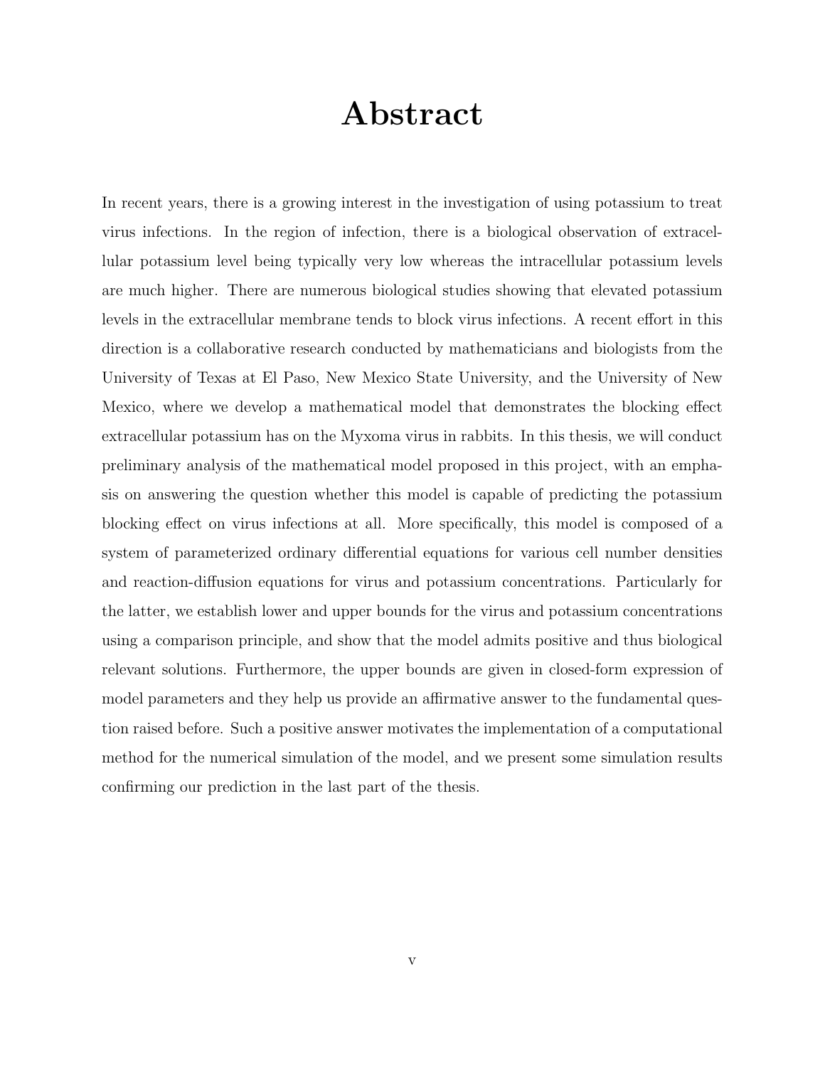# Abstract

In recent years, there is a growing interest in the investigation of using potassium to treat virus infections. In the region of infection, there is a biological observation of extracellular potassium level being typically very low whereas the intracellular potassium levels are much higher. There are numerous biological studies showing that elevated potassium levels in the extracellular membrane tends to block virus infections. A recent effort in this direction is a collaborative research conducted by mathematicians and biologists from the University of Texas at El Paso, New Mexico State University, and the University of New Mexico, where we develop a mathematical model that demonstrates the blocking effect extracellular potassium has on the Myxoma virus in rabbits. In this thesis, we will conduct preliminary analysis of the mathematical model proposed in this project, with an emphasis on answering the question whether this model is capable of predicting the potassium blocking effect on virus infections at all. More specifically, this model is composed of a system of parameterized ordinary differential equations for various cell number densities and reaction-diffusion equations for virus and potassium concentrations. Particularly for the latter, we establish lower and upper bounds for the virus and potassium concentrations using a comparison principle, and show that the model admits positive and thus biological relevant solutions. Furthermore, the upper bounds are given in closed-form expression of model parameters and they help us provide an affirmative answer to the fundamental question raised before. Such a positive answer motivates the implementation of a computational method for the numerical simulation of the model, and we present some simulation results confirming our prediction in the last part of the thesis.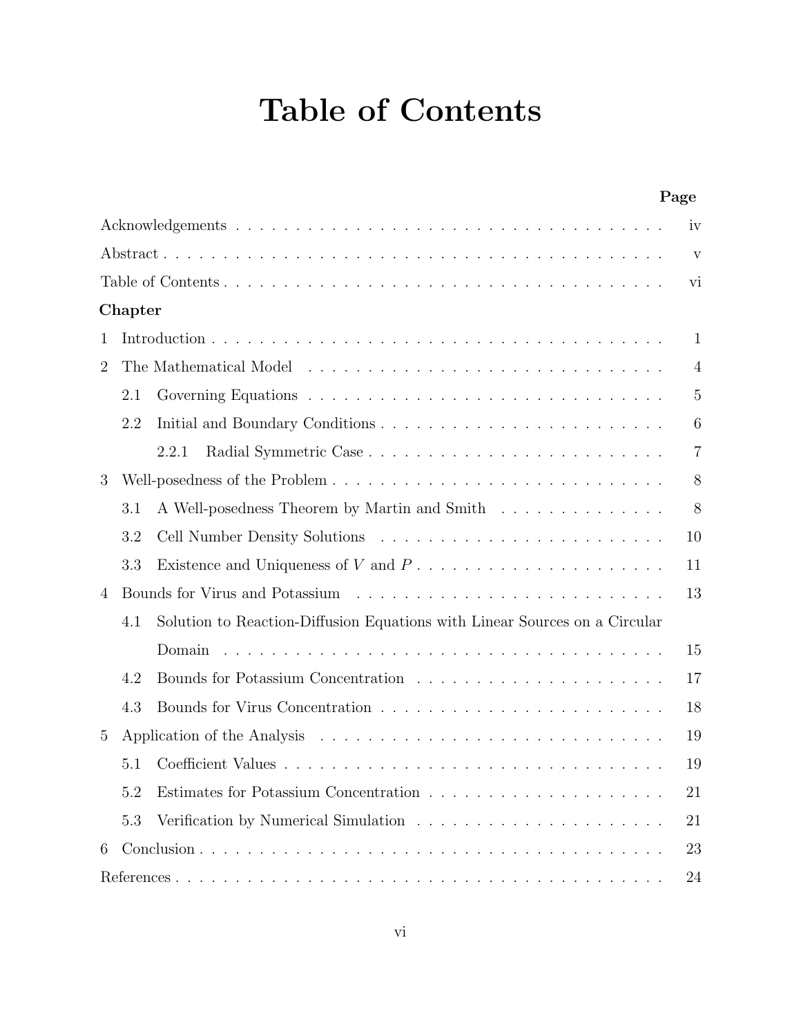# Table of Contents

| | Page |
|---|---|
| Acknowledgements | iv |
| Abstract | v |
| Table of Contents | vi |
| **Chapter** | |
| 1 Introduction | 1 |
| 2 The Mathematical Model | 4 |
| 2.1 Governing Equations | 5 |
| 2.2 Initial and Boundary Conditions | 6 |
| 2.2.1 Radial Symmetric Case | 7 |
| 3 Well-posedness of the Problem | 8 |
| 3.1 A Well-posedness Theorem by Martin and Smith | 8 |
| 3.2 Cell Number Density Solutions | 10 |
| 3.3 Existence and Uniqueness of $V$ and $P$ | 11 |
| 4 Bounds for Virus and Potassium | 13 |
| 4.1 Solution to Reaction-Diffusion Equations with Linear Sources on a Circular Domain | 15 |
| 4.2 Bounds for Potassium Concentration | 17 |
| 4.3 Bounds for Virus Concentration | 18 |
| 5 Application of the Analysis | 19 |
| 5.1 Coefficient Values | 19 |
| 5.2 Estimates for Potassium Concentration | 21 |
| 5.3 Verification by Numerical Simulation | 21 |
| 6 Conclusion | 23 |
| References | 24 |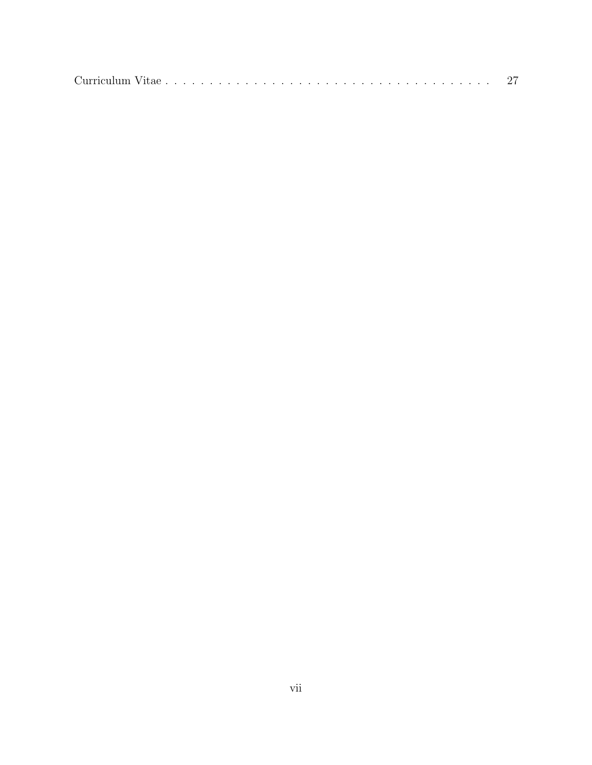Curriculum Vitae . . . . . . . . . . . . . . . . . . . . . . . . . . . . . . . . . . . . . 27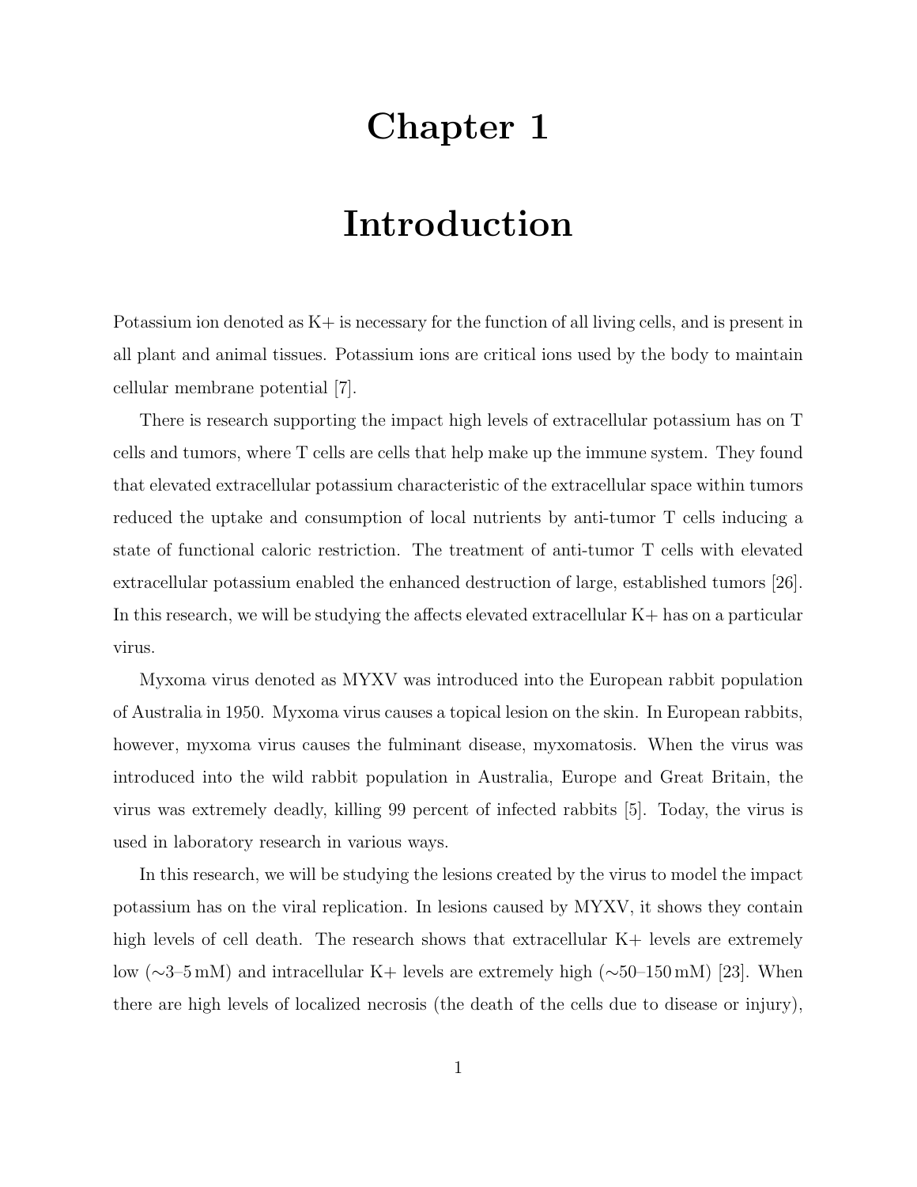# Chapter 1

# Introduction

Potassium ion denoted as K+ is necessary for the function of all living cells, and is present in all plant and animal tissues. Potassium ions are critical ions used by the body to maintain cellular membrane potential [7].

There is research supporting the impact high levels of extracellular potassium has on T cells and tumors, where T cells are cells that help make up the immune system. They found that elevated extracellular potassium characteristic of the extracellular space within tumors reduced the uptake and consumption of local nutrients by anti-tumor T cells inducing a state of functional caloric restriction. The treatment of anti-tumor T cells with elevated extracellular potassium enabled the enhanced destruction of large, established tumors [26]. In this research, we will be studying the affects elevated extracellular K+ has on a particular virus.

Myxoma virus denoted as MYXV was introduced into the European rabbit population of Australia in 1950. Myxoma virus causes a topical lesion on the skin. In European rabbits, however, myxoma virus causes the fulminant disease, myxomatosis. When the virus was introduced into the wild rabbit population in Australia, Europe and Great Britain, the virus was extremely deadly, killing 99 percent of infected rabbits [5]. Today, the virus is used in laboratory research in various ways.

In this research, we will be studying the lesions created by the virus to model the impact potassium has on the viral replication. In lesions caused by MYXV, it shows they contain high levels of cell death. The research shows that extracellular K+ levels are extremely low (∼3–5 mM) and intracellular K+ levels are extremely high (∼50–150 mM) [23]. When there are high levels of localized necrosis (the death of the cells due to disease or injury),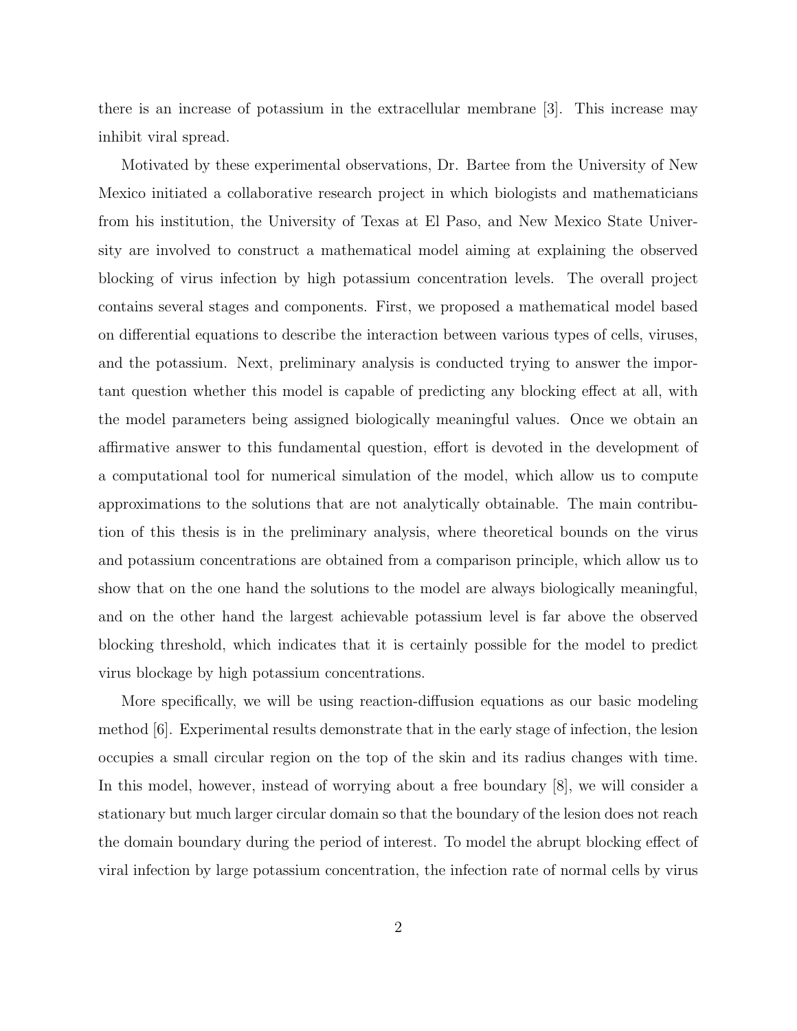there is an increase of potassium in the extracellular membrane [3]. This increase may inhibit viral spread.

Motivated by these experimental observations, Dr. Bartee from the University of New Mexico initiated a collaborative research project in which biologists and mathematicians from his institution, the University of Texas at El Paso, and New Mexico State University are involved to construct a mathematical model aiming at explaining the observed blocking of virus infection by high potassium concentration levels. The overall project contains several stages and components. First, we proposed a mathematical model based on differential equations to describe the interaction between various types of cells, viruses, and the potassium. Next, preliminary analysis is conducted trying to answer the important question whether this model is capable of predicting any blocking effect at all, with the model parameters being assigned biologically meaningful values. Once we obtain an affirmative answer to this fundamental question, effort is devoted in the development of a computational tool for numerical simulation of the model, which allow us to compute approximations to the solutions that are not analytically obtainable. The main contribution of this thesis is in the preliminary analysis, where theoretical bounds on the virus and potassium concentrations are obtained from a comparison principle, which allow us to show that on the one hand the solutions to the model are always biologically meaningful, and on the other hand the largest achievable potassium level is far above the observed blocking threshold, which indicates that it is certainly possible for the model to predict virus blockage by high potassium concentrations.

More specifically, we will be using reaction-diffusion equations as our basic modeling method [6]. Experimental results demonstrate that in the early stage of infection, the lesion occupies a small circular region on the top of the skin and its radius changes with time. In this model, however, instead of worrying about a free boundary [8], we will consider a stationary but much larger circular domain so that the boundary of the lesion does not reach the domain boundary during the period of interest. To model the abrupt blocking effect of viral infection by large potassium concentration, the infection rate of normal cells by virus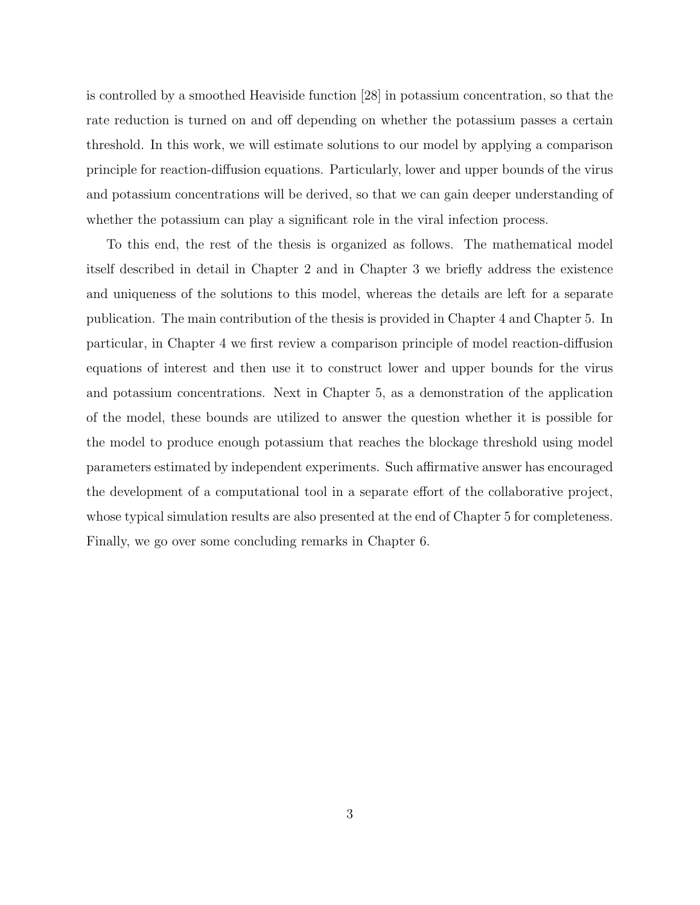is controlled by a smoothed Heaviside function [28] in potassium concentration, so that the rate reduction is turned on and off depending on whether the potassium passes a certain threshold. In this work, we will estimate solutions to our model by applying a comparison principle for reaction-diffusion equations. Particularly, lower and upper bounds of the virus and potassium concentrations will be derived, so that we can gain deeper understanding of whether the potassium can play a significant role in the viral infection process.

To this end, the rest of the thesis is organized as follows. The mathematical model itself described in detail in Chapter 2 and in Chapter 3 we briefly address the existence and uniqueness of the solutions to this model, whereas the details are left for a separate publication. The main contribution of the thesis is provided in Chapter 4 and Chapter 5. In particular, in Chapter 4 we first review a comparison principle of model reaction-diffusion equations of interest and then use it to construct lower and upper bounds for the virus and potassium concentrations. Next in Chapter 5, as a demonstration of the application of the model, these bounds are utilized to answer the question whether it is possible for the model to produce enough potassium that reaches the blockage threshold using model parameters estimated by independent experiments. Such affirmative answer has encouraged the development of a computational tool in a separate effort of the collaborative project, whose typical simulation results are also presented at the end of Chapter 5 for completeness. Finally, we go over some concluding remarks in Chapter 6.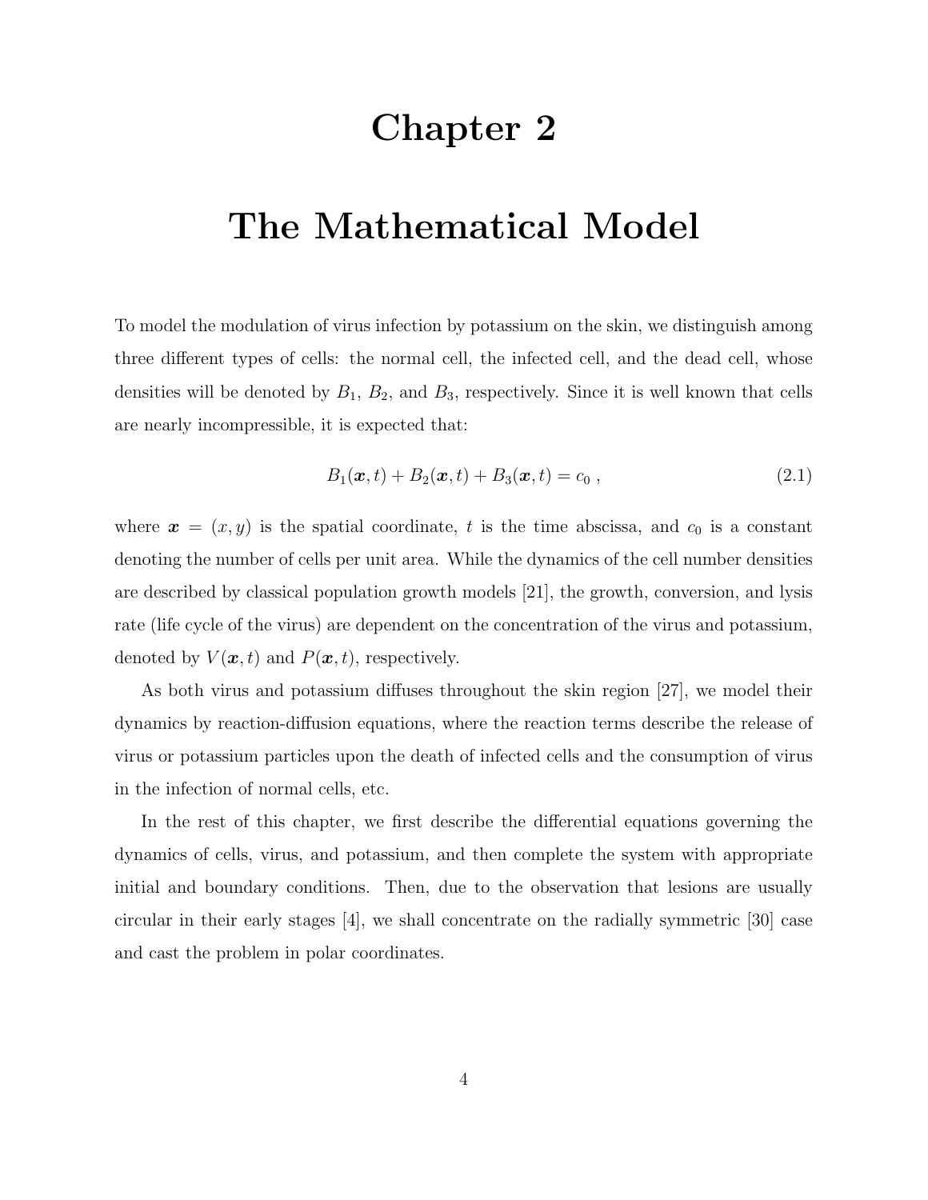# Chapter 2

# The Mathematical Model

To model the modulation of virus infection by potassium on the skin, we distinguish among three different types of cells: the normal cell, the infected cell, and the dead cell, whose densities will be denoted by $B_1$, $B_2$, and $B_3$, respectively. Since it is well known that cells are nearly incompressible, it is expected that:

$$B_1(\boldsymbol{x}, t) + B_2(\boldsymbol{x}, t) + B_3(\boldsymbol{x}, t) = c_0 \ , \tag{2.1}$$

where $\boldsymbol{x} = (x, y)$ is the spatial coordinate, $t$ is the time abscissa, and $c_0$ is a constant denoting the number of cells per unit area. While the dynamics of the cell number densities are described by classical population growth models [21], the growth, conversion, and lysis rate (life cycle of the virus) are dependent on the concentration of the virus and potassium, denoted by $V(\boldsymbol{x}, t)$ and $P(\boldsymbol{x}, t)$, respectively.

As both virus and potassium diffuses throughout the skin region [27], we model their dynamics by reaction-diffusion equations, where the reaction terms describe the release of virus or potassium particles upon the death of infected cells and the consumption of virus in the infection of normal cells, etc.

In the rest of this chapter, we first describe the differential equations governing the dynamics of cells, virus, and potassium, and then complete the system with appropriate initial and boundary conditions. Then, due to the observation that lesions are usually circular in their early stages [4], we shall concentrate on the radially symmetric [30] case and cast the problem in polar coordinates.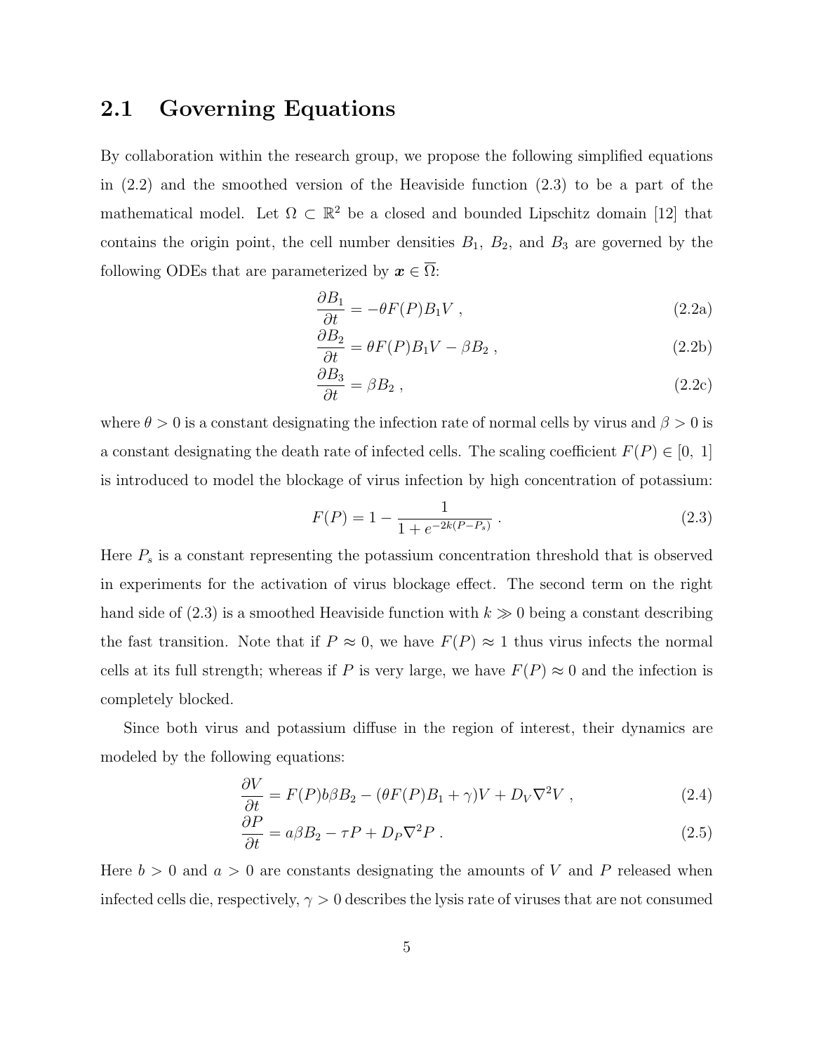## 2.1 Governing Equations

By collaboration within the research group, we propose the following simplified equations in (2.2) and the smoothed version of the Heaviside function (2.3) to be a part of the mathematical model. Let $\Omega \subset \mathbb{R}^2$ be a closed and bounded Lipschitz domain [12] that contains the origin point, the cell number densities $B_1$, $B_2$, and $B_3$ are governed by the following ODEs that are parameterized by $\boldsymbol{x} \in \overline{\Omega}$:

$$
\frac{\partial B_1}{\partial t} = -\theta F(P) B_1 V \;, \tag{2.2a}
$$

$$
\frac{\partial B_2}{\partial t} = \theta F(P) B_1 V - \beta B_2 \;, \tag{2.2b}
$$

$$
\frac{\partial B_3}{\partial t} = \beta B_2 \;, \tag{2.2c}
$$

where $\theta > 0$ is a constant designating the infection rate of normal cells by virus and $\beta > 0$ is a constant designating the death rate of infected cells. The scaling coefficient $F(P) \in [0,\ 1]$ is introduced to model the blockage of virus infection by high concentration of potassium:

$$
F(P) = 1 - \frac{1}{1 + e^{-2k(P - P_s)}} \;. \tag{2.3}
$$

Here $P_s$ is a constant representing the potassium concentration threshold that is observed in experiments for the activation of virus blockage effect. The second term on the right hand side of (2.3) is a smoothed Heaviside function with $k \gg 0$ being a constant describing the fast transition. Note that if $P \approx 0$, we have $F(P) \approx 1$ thus virus infects the normal cells at its full strength; whereas if $P$ is very large, we have $F(P) \approx 0$ and the infection is completely blocked.

Since both virus and potassium diffuse in the region of interest, their dynamics are modeled by the following equations:

$$
\frac{\partial V}{\partial t} = F(P) b \beta B_2 - (\theta F(P) B_1 + \gamma) V + D_V \nabla^2 V \;, \tag{2.4}
$$

$$
\frac{\partial P}{\partial t} = a \beta B_2 - \tau P + D_P \nabla^2 P \;. \tag{2.5}
$$

Here $b > 0$ and $a > 0$ are constants designating the amounts of $V$ and $P$ released when infected cells die, respectively, $\gamma > 0$ describes the lysis rate of viruses that are not consumed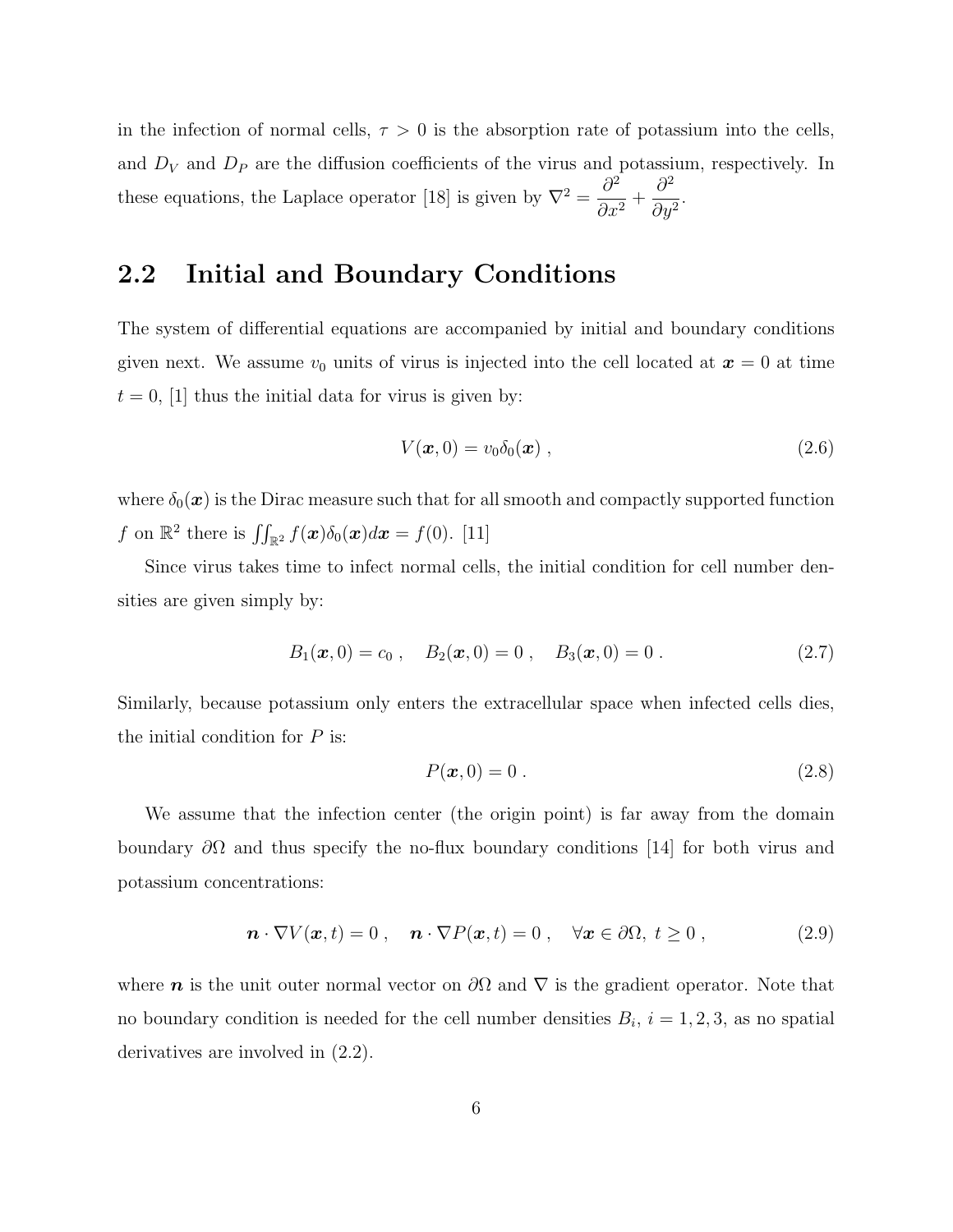in the infection of normal cells, $\tau > 0$ is the absorption rate of potassium into the cells, and $D_V$ and $D_P$ are the diffusion coefficients of the virus and potassium, respectively. In these equations, the Laplace operator [18] is given by $\nabla^2 = \dfrac{\partial^2}{\partial x^2} + \dfrac{\partial^2}{\partial y^2}$.

## 2.2 Initial and Boundary Conditions

The system of differential equations are accompanied by initial and boundary conditions given next. We assume $v_0$ units of virus is injected into the cell located at $\boldsymbol{x} = 0$ at time $t = 0$, [1] thus the initial data for virus is given by:

$$V(\boldsymbol{x}, 0) = v_0 \delta_0(\boldsymbol{x}) \ , \tag{2.6}$$

where $\delta_0(\boldsymbol{x})$ is the Dirac measure such that for all smooth and compactly supported function $f$ on $\mathbb{R}^2$ there is $\iint_{\mathbb{R}^2} f(\boldsymbol{x})\delta_0(\boldsymbol{x})d\boldsymbol{x} = f(0)$. [11]

Since virus takes time to infect normal cells, the initial condition for cell number densities are given simply by:

$$B_1(\boldsymbol{x}, 0) = c_0 \ , \quad B_2(\boldsymbol{x}, 0) = 0 \ , \quad B_3(\boldsymbol{x}, 0) = 0 \ . \tag{2.7}$$

Similarly, because potassium only enters the extracellular space when infected cells dies, the initial condition for $P$ is:

$$P(\boldsymbol{x}, 0) = 0 \ . \tag{2.8}$$

We assume that the infection center (the origin point) is far away from the domain boundary $\partial\Omega$ and thus specify the no-flux boundary conditions [14] for both virus and potassium concentrations:

$$\boldsymbol{n} \cdot \nabla V(\boldsymbol{x}, t) = 0 \ , \quad \boldsymbol{n} \cdot \nabla P(\boldsymbol{x}, t) = 0 \ , \quad \forall \boldsymbol{x} \in \partial\Omega, \ t \geq 0 \ , \tag{2.9}$$

where $\boldsymbol{n}$ is the unit outer normal vector on $\partial\Omega$ and $\nabla$ is the gradient operator. Note that no boundary condition is needed for the cell number densities $B_i$, $i = 1, 2, 3$, as no spatial derivatives are involved in (2.2).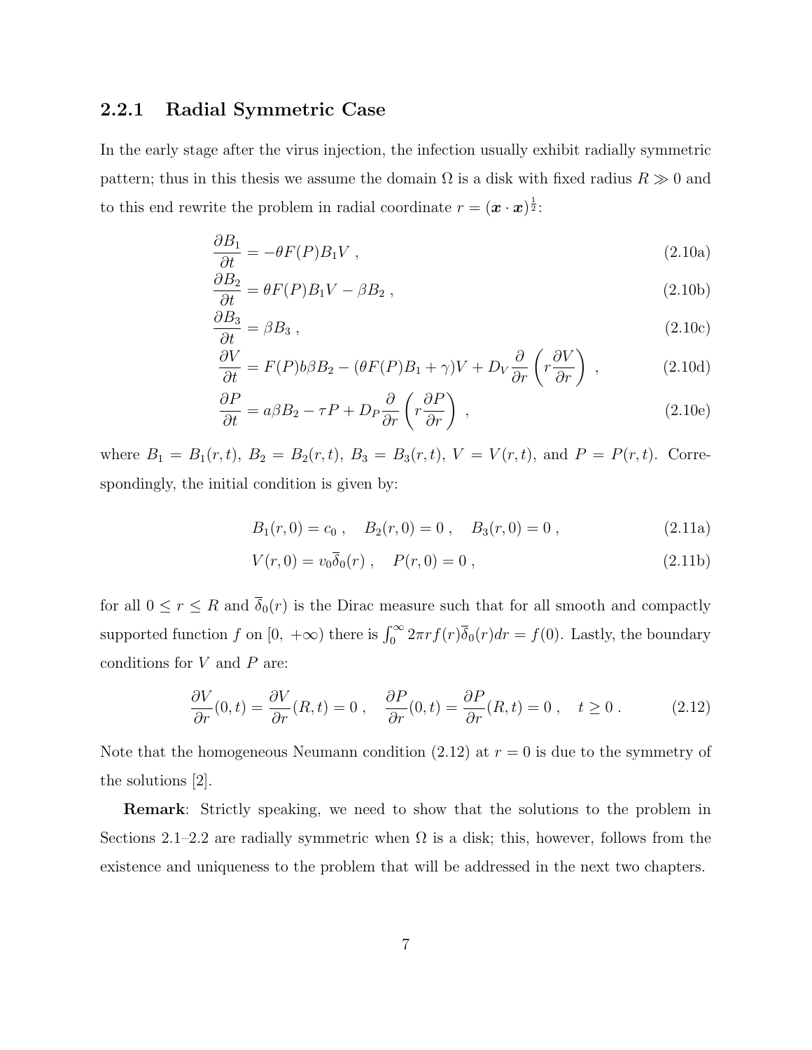### 2.2.1 Radial Symmetric Case

In the early stage after the virus injection, the infection usually exhibit radially symmetric pattern; thus in this thesis we assume the domain $\Omega$ is a disk with fixed radius $R \gg 0$ and to this end rewrite the problem in radial coordinate $r = (\boldsymbol{x} \cdot \boldsymbol{x})^{\frac{1}{2}}$:

$$\frac{\partial B_1}{\partial t} = -\theta F(P) B_1 V \ , \tag{2.10a}$$

$$\frac{\partial B_2}{\partial t} = \theta F(P) B_1 V - \beta B_2 \ , \tag{2.10b}$$

$$\frac{\partial B_3}{\partial t} = \beta B_3 \ , \tag{2.10c}$$

$$\frac{\partial V}{\partial t} = F(P) b \beta B_2 - (\theta F(P) B_1 + \gamma) V + D_V \frac{\partial}{\partial r}\left( r \frac{\partial V}{\partial r} \right) \ , \tag{2.10d}$$

$$\frac{\partial P}{\partial t} = a \beta B_2 - \tau P + D_P \frac{\partial}{\partial r}\left( r \frac{\partial P}{\partial r} \right) \ , \tag{2.10e}$$

where $B_1 = B_1(r,t)$, $B_2 = B_2(r,t)$, $B_3 = B_3(r,t)$, $V = V(r,t)$, and $P = P(r,t)$. Correspondingly, the initial condition is given by:

$$B_1(r,0) = c_0 \ , \quad B_2(r,0) = 0 \ , \quad B_3(r,0) = 0 \ , \tag{2.11a}$$

$$V(r,0) = v_0 \overline{\delta}_0(r) \ , \quad P(r,0) = 0 \ , \tag{2.11b}$$

for all $0 \leq r \leq R$ and $\overline{\delta}_0(r)$ is the Dirac measure such that for all smooth and compactly supported function $f$ on $[0, +\infty)$ there is $\int_0^\infty 2\pi r f(r) \overline{\delta}_0(r) dr = f(0)$. Lastly, the boundary conditions for $V$ and $P$ are:

$$\frac{\partial V}{\partial r}(0,t) = \frac{\partial V}{\partial r}(R,t) = 0 \ , \quad \frac{\partial P}{\partial r}(0,t) = \frac{\partial P}{\partial r}(R,t) = 0 \ , \quad t \geq 0 \ . \tag{2.12}$$

Note that the homogeneous Neumann condition (2.12) at $r = 0$ is due to the symmetry of the solutions [2].

**Remark**: Strictly speaking, we need to show that the solutions to the problem in Sections 2.1–2.2 are radially symmetric when $\Omega$ is a disk; this, however, follows from the existence and uniqueness to the problem that will be addressed in the next two chapters.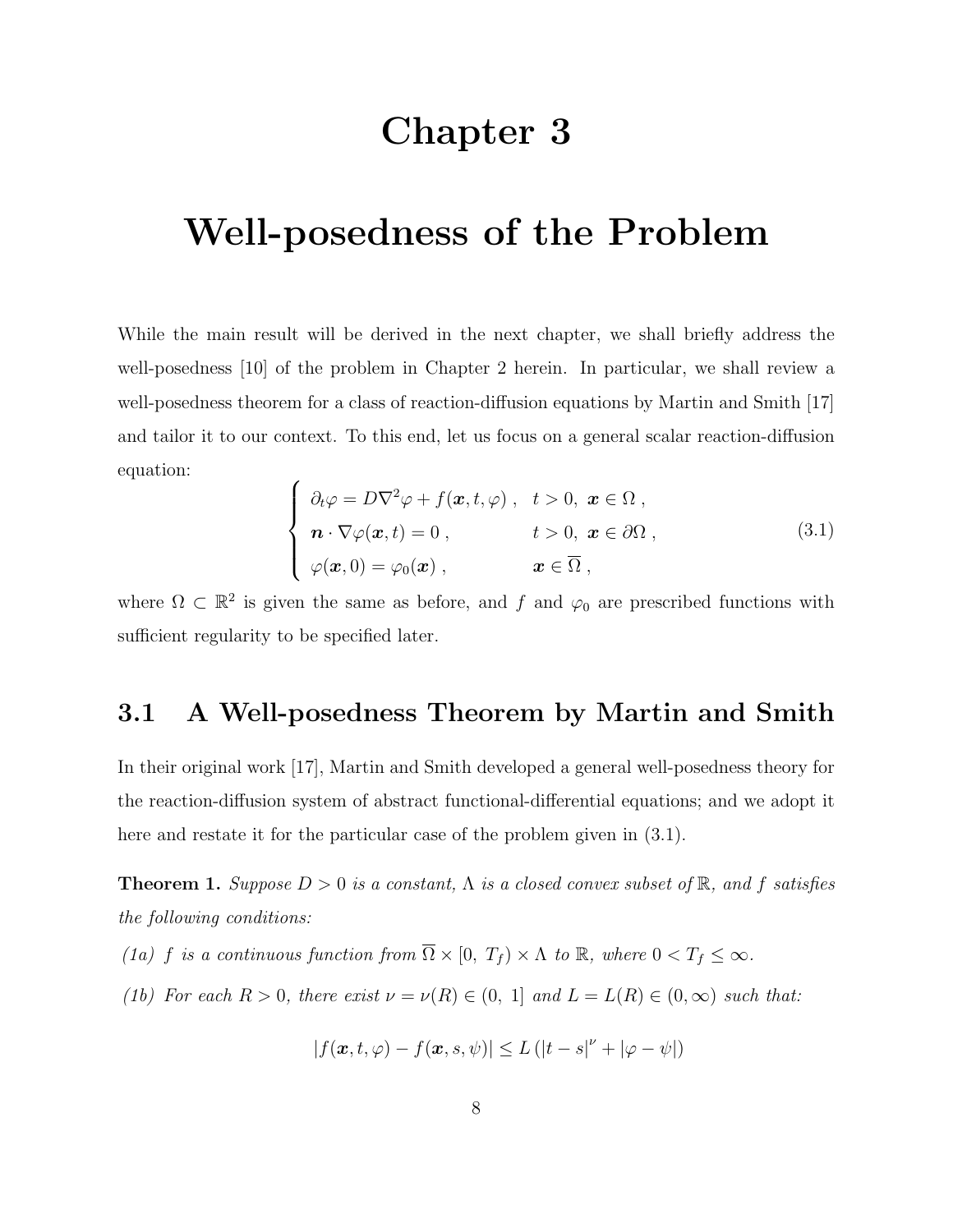# Chapter 3

# Well-posedness of the Problem

While the main result will be derived in the next chapter, we shall briefly address the well-posedness [10] of the problem in Chapter 2 herein. In particular, we shall review a well-posedness theorem for a class of reaction-diffusion equations by Martin and Smith [17] and tailor it to our context. To this end, let us focus on a general scalar reaction-diffusion equation:

$$
\begin{cases}
\partial_t \varphi = D\nabla^2 \varphi + f(\boldsymbol{x}, t, \varphi) \ , & t > 0, \ \boldsymbol{x} \in \Omega \ , \\
\boldsymbol{n} \cdot \nabla \varphi(\boldsymbol{x}, t) = 0 \ , & t > 0, \ \boldsymbol{x} \in \partial\Omega \ , \\
\varphi(\boldsymbol{x}, 0) = \varphi_0(\boldsymbol{x}) \ , & \boldsymbol{x} \in \overline{\Omega} \ ,
\end{cases}
\tag{3.1}
$$

where $\Omega \subset \mathbb{R}^2$ is given the same as before, and $f$ and $\varphi_0$ are prescribed functions with sufficient regularity to be specified later.

## 3.1 A Well-posedness Theorem by Martin and Smith

In their original work [17], Martin and Smith developed a general well-posedness theory for the reaction-diffusion system of abstract functional-differential equations; and we adopt it here and restate it for the particular case of the problem given in (3.1).

**Theorem 1.** *Suppose $D > 0$ is a constant, $\Lambda$ is a closed convex subset of $\mathbb{R}$, and $f$ satisfies the following conditions:*

*(1a) $f$ is a continuous function from $\overline{\Omega} \times [0, \ T_f) \times \Lambda$ to $\mathbb{R}$, where $0 < T_f \leq \infty$.*

*(1b) For each $R > 0$, there exist $\nu = \nu(R) \in (0, \ 1]$ and $L = L(R) \in (0, \infty)$ such that:*

$$
|f(\boldsymbol{x}, t, \varphi) - f(\boldsymbol{x}, s, \psi)| \leq L \left( |t - s|^{\nu} + |\varphi - \psi| \right)
$$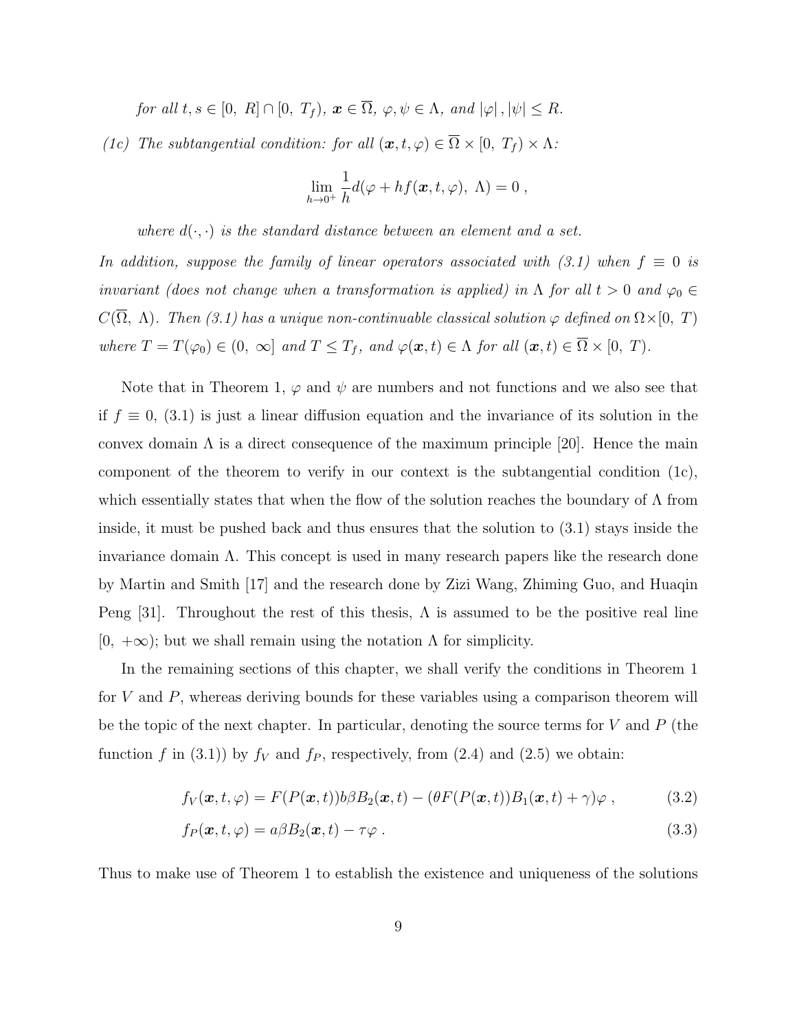*for all $t, s \in [0,\ R] \cap [0,\ T_f)$, $\boldsymbol{x} \in \overline{\Omega}$, $\varphi, \psi \in \Lambda$, and $|\varphi|, |\psi| \leq R$.*

*(1c) The subtangential condition: for all $(\boldsymbol{x}, t, \varphi) \in \overline{\Omega} \times [0,\ T_f) \times \Lambda$:*

$$\lim_{h \to 0^+} \frac{1}{h} d(\varphi + hf(\boldsymbol{x}, t, \varphi),\ \Lambda) = 0\ ,$$

*where $d(\cdot, \cdot)$ is the standard distance between an element and a set.*

*In addition, suppose the family of linear operators associated with (3.1) when $f \equiv 0$ is invariant (does not change when a transformation is applied) in $\Lambda$ for all $t > 0$ and $\varphi_0 \in C(\overline{\Omega},\ \Lambda)$. Then (3.1) has a unique non-continuable classical solution $\varphi$ defined on $\Omega \times [0,\ T)$ where $T = T(\varphi_0) \in (0,\ \infty]$ and $T \leq T_f$, and $\varphi(\boldsymbol{x}, t) \in \Lambda$ for all $(\boldsymbol{x}, t) \in \overline{\Omega} \times [0,\ T)$.*

Note that in Theorem 1, $\varphi$ and $\psi$ are numbers and not functions and we also see that if $f \equiv 0$, (3.1) is just a linear diffusion equation and the invariance of its solution in the convex domain $\Lambda$ is a direct consequence of the maximum principle [20]. Hence the main component of the theorem to verify in our context is the subtangential condition (1c), which essentially states that when the flow of the solution reaches the boundary of $\Lambda$ from inside, it must be pushed back and thus ensures that the solution to (3.1) stays inside the invariance domain $\Lambda$. This concept is used in many research papers like the research done by Martin and Smith [17] and the research done by Zizi Wang, Zhiming Guo, and Huaqin Peng [31]. Throughout the rest of this thesis, $\Lambda$ is assumed to be the positive real line $[0,\ +\infty)$; but we shall remain using the notation $\Lambda$ for simplicity.

In the remaining sections of this chapter, we shall verify the conditions in Theorem 1 for $V$ and $P$, whereas deriving bounds for these variables using a comparison theorem will be the topic of the next chapter. In particular, denoting the source terms for $V$ and $P$ (the function $f$ in (3.1)) by $f_V$ and $f_P$, respectively, from (2.4) and (2.5) we obtain:

$$f_V(\boldsymbol{x}, t, \varphi) = F(P(\boldsymbol{x}, t)) b\beta B_2(\boldsymbol{x}, t) - (\theta F(P(\boldsymbol{x}, t)) B_1(\boldsymbol{x}, t) + \gamma)\varphi\ , \tag{3.2}$$

$$f_P(\boldsymbol{x}, t, \varphi) = a\beta B_2(\boldsymbol{x}, t) - \tau\varphi\ . \tag{3.3}$$

Thus to make use of Theorem 1 to establish the existence and uniqueness of the solutions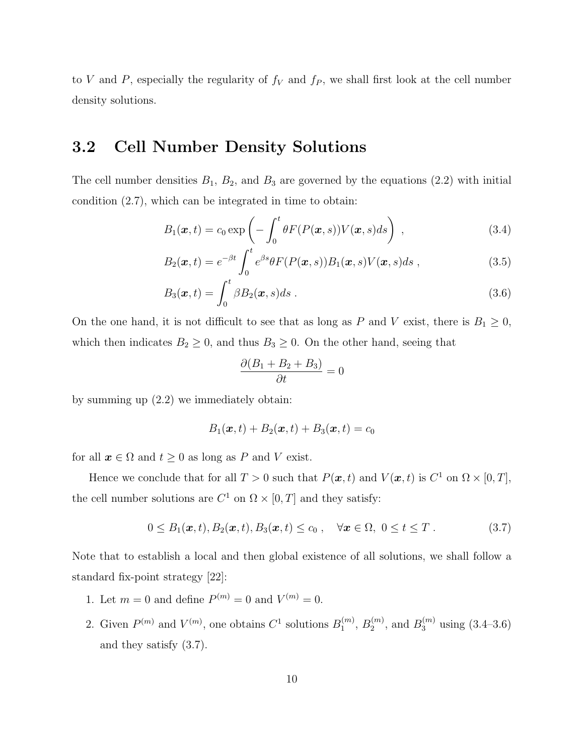to $V$ and $P$, especially the regularity of $f_V$ and $f_P$, we shall first look at the cell number density solutions.

## 3.2 Cell Number Density Solutions

The cell number densities $B_1$, $B_2$, and $B_3$ are governed by the equations (2.2) with initial condition (2.7), which can be integrated in time to obtain:

$$B_1(\boldsymbol{x}, t) = c_0 \exp\left( -\int_0^t \theta F(P(\boldsymbol{x}, s)) V(\boldsymbol{x}, s) ds \right) , \tag{3.4}$$

$$B_2(\boldsymbol{x}, t) = e^{-\beta t} \int_0^t e^{\beta s} \theta F(P(\boldsymbol{x}, s)) B_1(\boldsymbol{x}, s) V(\boldsymbol{x}, s) ds , \tag{3.5}$$

$$B_3(\boldsymbol{x}, t) = \int_0^t \beta B_2(\boldsymbol{x}, s) ds . \tag{3.6}$$

On the one hand, it is not difficult to see that as long as $P$ and $V$ exist, there is $B_1 \geq 0$, which then indicates $B_2 \geq 0$, and thus $B_3 \geq 0$. On the other hand, seeing that

$$\frac{\partial (B_1 + B_2 + B_3)}{\partial t} = 0$$

by summing up (2.2) we immediately obtain:

$$B_1(\boldsymbol{x}, t) + B_2(\boldsymbol{x}, t) + B_3(\boldsymbol{x}, t) = c_0$$

for all $\boldsymbol{x} \in \Omega$ and $t \geq 0$ as long as $P$ and $V$ exist.

Hence we conclude that for all $T > 0$ such that $P(\boldsymbol{x}, t)$ and $V(\boldsymbol{x}, t)$ is $C^1$ on $\Omega \times [0, T]$, the cell number solutions are $C^1$ on $\Omega \times [0, T]$ and they satisfy:

$$0 \leq B_1(\boldsymbol{x}, t), B_2(\boldsymbol{x}, t), B_3(\boldsymbol{x}, t) \leq c_0 , \quad \forall \boldsymbol{x} \in \Omega, \ 0 \leq t \leq T . \tag{3.7}$$

Note that to establish a local and then global existence of all solutions, we shall follow a standard fix-point strategy [22]:

1. Let $m = 0$ and define $P^{(m)} = 0$ and $V^{(m)} = 0$.
2. Given $P^{(m)}$ and $V^{(m)}$, one obtains $C^1$ solutions $B_1^{(m)}$, $B_2^{(m)}$, and $B_3^{(m)}$ using (3.4–3.6) and they satisfy (3.7).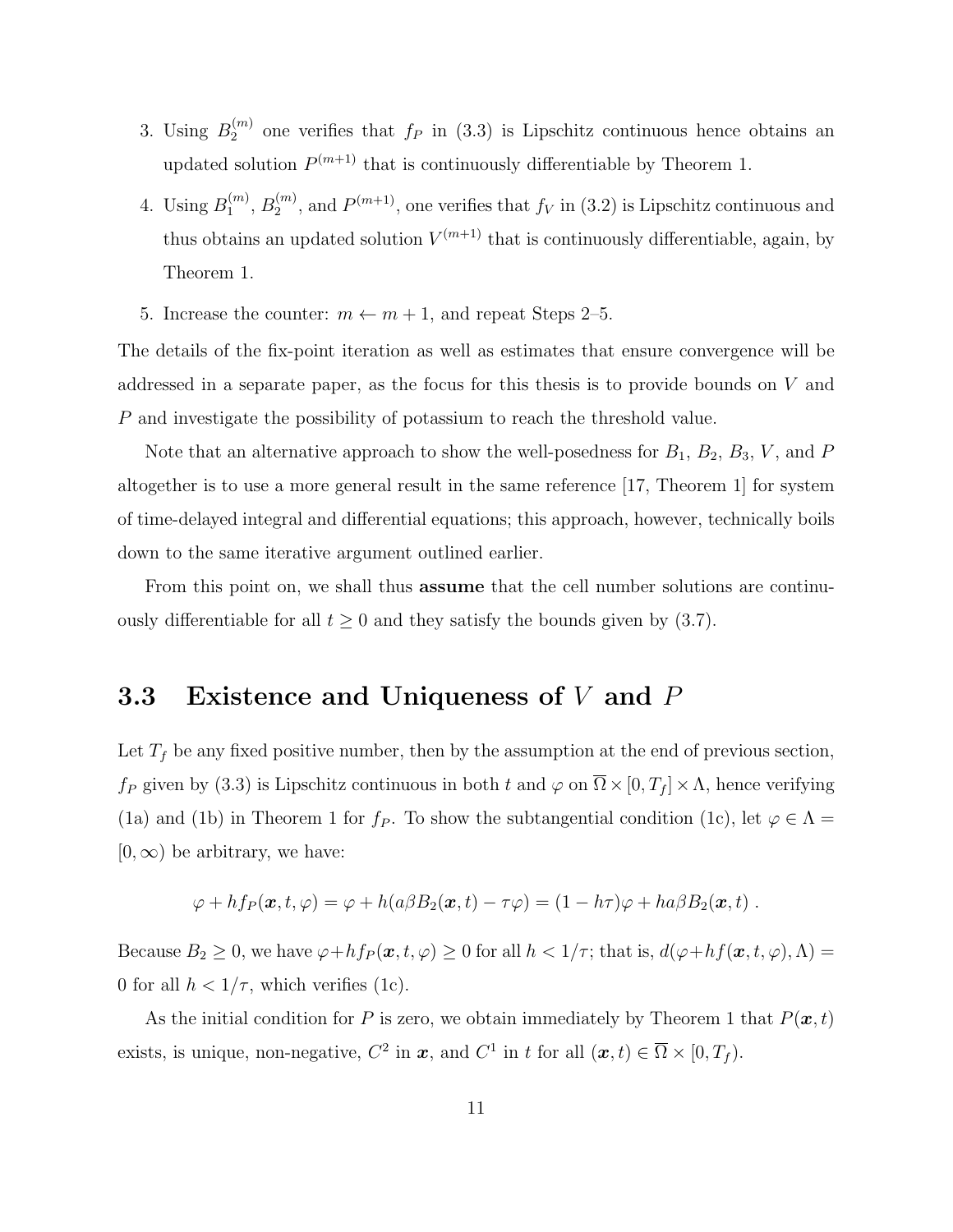3. Using $B_2^{(m)}$ one verifies that $f_P$ in (3.3) is Lipschitz continuous hence obtains an updated solution $P^{(m+1)}$ that is continuously differentiable by Theorem 1.
4. Using $B_1^{(m)}$, $B_2^{(m)}$, and $P^{(m+1)}$, one verifies that $f_V$ in (3.2) is Lipschitz continuous and thus obtains an updated solution $V^{(m+1)}$ that is continuously differentiable, again, by Theorem 1.
5. Increase the counter: $m \leftarrow m + 1$, and repeat Steps 2–5.

The details of the fix-point iteration as well as estimates that ensure convergence will be addressed in a separate paper, as the focus for this thesis is to provide bounds on $V$ and $P$ and investigate the possibility of potassium to reach the threshold value.

Note that an alternative approach to show the well-posedness for $B_1$, $B_2$, $B_3$, $V$, and $P$ altogether is to use a more general result in the same reference [17, Theorem 1] for system of time-delayed integral and differential equations; this approach, however, technically boils down to the same iterative argument outlined earlier.

From this point on, we shall thus **assume** that the cell number solutions are continuously differentiable for all $t \geq 0$ and they satisfy the bounds given by (3.7).

## 3.3 Existence and Uniqueness of $V$ and $P$

Let $T_f$ be any fixed positive number, then by the assumption at the end of previous section, $f_P$ given by (3.3) is Lipschitz continuous in both $t$ and $\varphi$ on $\overline{\Omega} \times [0, T_f] \times \Lambda$, hence verifying (1a) and (1b) in Theorem 1 for $f_P$. To show the subtangential condition (1c), let $\varphi \in \Lambda = [0, \infty)$ be arbitrary, we have:

$$\varphi + hf_P(\boldsymbol{x}, t, \varphi) = \varphi + h(a\beta B_2(\boldsymbol{x}, t) - \tau\varphi) = (1 - h\tau)\varphi + ha\beta B_2(\boldsymbol{x}, t) \ .$$

Because $B_2 \geq 0$, we have $\varphi + hf_P(\boldsymbol{x}, t, \varphi) \geq 0$ for all $h < 1/\tau$; that is, $d(\varphi + hf(\boldsymbol{x}, t, \varphi), \Lambda) = 0$ for all $h < 1/\tau$, which verifies (1c).

As the initial condition for $P$ is zero, we obtain immediately by Theorem 1 that $P(\boldsymbol{x}, t)$ exists, is unique, non-negative, $C^2$ in $\boldsymbol{x}$, and $C^1$ in $t$ for all $(\boldsymbol{x}, t) \in \overline{\Omega} \times [0, T_f)$.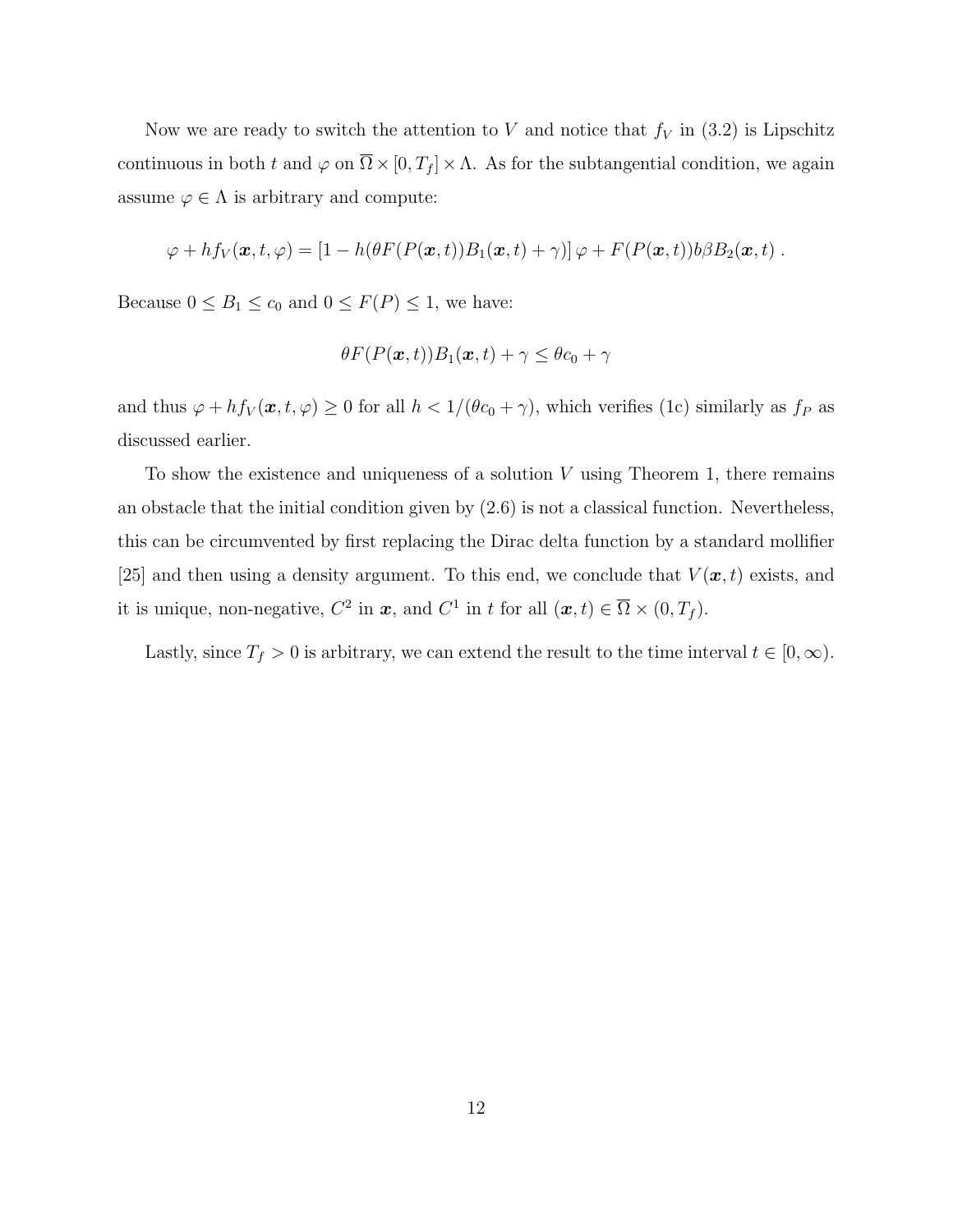Now we are ready to switch the attention to $V$ and notice that $f_V$ in (3.2) is Lipschitz continuous in both $t$ and $\varphi$ on $\overline{\Omega} \times [0, T_f] \times \Lambda$. As for the subtangential condition, we again assume $\varphi \in \Lambda$ is arbitrary and compute:

$$\varphi + h f_V(\boldsymbol{x}, t, \varphi) = [1 - h(\theta F(P(\boldsymbol{x}, t)) B_1(\boldsymbol{x}, t) + \gamma)] \varphi + F(P(\boldsymbol{x}, t)) b \beta B_2(\boldsymbol{x}, t) \; .$$

Because $0 \leq B_1 \leq c_0$ and $0 \leq F(P) \leq 1$, we have:

$$\theta F(P(\boldsymbol{x}, t)) B_1(\boldsymbol{x}, t) + \gamma \leq \theta c_0 + \gamma$$

and thus $\varphi + h f_V(\boldsymbol{x}, t, \varphi) \geq 0$ for all $h < 1/(\theta c_0 + \gamma)$, which verifies (1c) similarly as $f_P$ as discussed earlier.

To show the existence and uniqueness of a solution $V$ using Theorem 1, there remains an obstacle that the initial condition given by (2.6) is not a classical function. Nevertheless, this can be circumvented by first replacing the Dirac delta function by a standard mollifier [25] and then using a density argument. To this end, we conclude that $V(\boldsymbol{x}, t)$ exists, and it is unique, non-negative, $C^2$ in $\boldsymbol{x}$, and $C^1$ in $t$ for all $(\boldsymbol{x}, t) \in \overline{\Omega} \times (0, T_f)$.

Lastly, since $T_f > 0$ is arbitrary, we can extend the result to the time interval $t \in [0, \infty)$.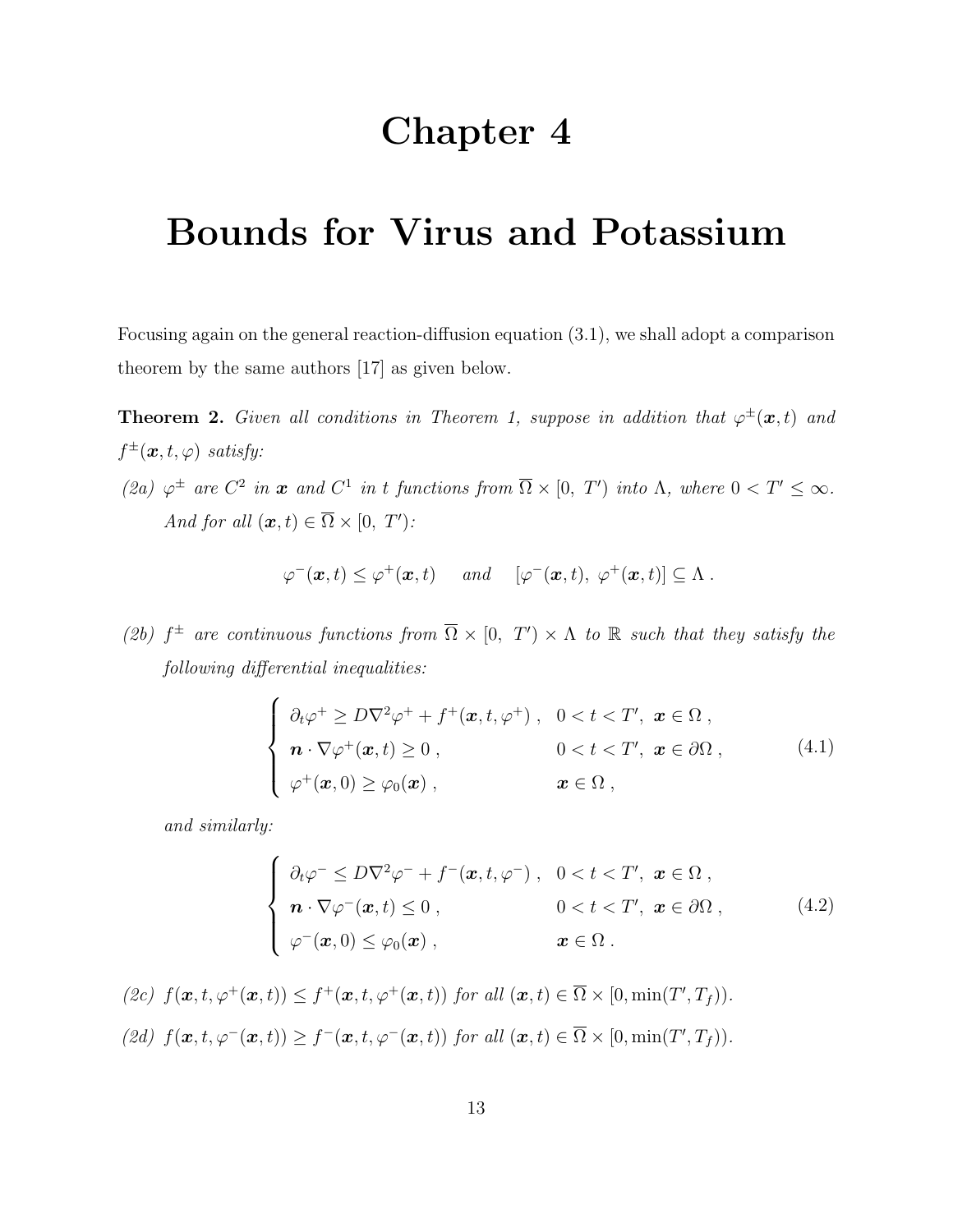# Chapter 4

# Bounds for Virus and Potassium

Focusing again on the general reaction-diffusion equation (3.1), we shall adopt a comparison theorem by the same authors [17] as given below.

**Theorem 2.** *Given all conditions in Theorem 1, suppose in addition that $\varphi^{\pm}(\boldsymbol{x}, t)$ and $f^{\pm}(\boldsymbol{x}, t, \varphi)$ satisfy:*

*(2a) $\varphi^{\pm}$ are $C^2$ in $\boldsymbol{x}$ and $C^1$ in $t$ functions from $\overline{\Omega} \times [0,\ T')$ into $\Lambda$, where $0 < T' \leq \infty$. And for all $(\boldsymbol{x}, t) \in \overline{\Omega} \times [0,\ T')$:*

$$\varphi^-(\boldsymbol{x}, t) \leq \varphi^+(\boldsymbol{x}, t) \quad \text{and} \quad [\varphi^-(\boldsymbol{x}, t),\ \varphi^+(\boldsymbol{x}, t)] \subseteq \Lambda\ .$$

*(2b) $f^{\pm}$ are continuous functions from $\overline{\Omega} \times [0,\ T') \times \Lambda$ to $\mathbb{R}$ such that they satisfy the following differential inequalities:*

$$\begin{cases} \partial_t \varphi^+ \geq D\nabla^2 \varphi^+ + f^+(\boldsymbol{x}, t, \varphi^+)\ , & 0 < t < T',\ \boldsymbol{x} \in \Omega\ , \\ \boldsymbol{n} \cdot \nabla \varphi^+(\boldsymbol{x}, t) \geq 0\ , & 0 < t < T',\ \boldsymbol{x} \in \partial\Omega\ , \\ \varphi^+(\boldsymbol{x}, 0) \geq \varphi_0(\boldsymbol{x})\ , & \boldsymbol{x} \in \Omega\ , \end{cases} \tag{4.1}$$

*and similarly:*

$$\begin{cases} \partial_t \varphi^- \leq D\nabla^2 \varphi^- + f^-(\boldsymbol{x}, t, \varphi^-)\ , & 0 < t < T',\ \boldsymbol{x} \in \Omega\ , \\ \boldsymbol{n} \cdot \nabla \varphi^-(\boldsymbol{x}, t) \leq 0\ , & 0 < t < T',\ \boldsymbol{x} \in \partial\Omega\ , \\ \varphi^-(\boldsymbol{x}, 0) \leq \varphi_0(\boldsymbol{x})\ , & \boldsymbol{x} \in \Omega\ . \end{cases} \tag{4.2}$$

*(2c) $f(\boldsymbol{x}, t, \varphi^+(\boldsymbol{x}, t)) \leq f^+(\boldsymbol{x}, t, \varphi^+(\boldsymbol{x}, t))$ for all $(\boldsymbol{x}, t) \in \overline{\Omega} \times [0, \min(T', T_f))$.*

*(2d) $f(\boldsymbol{x}, t, \varphi^-(\boldsymbol{x}, t)) \geq f^-(\boldsymbol{x}, t, \varphi^-(\boldsymbol{x}, t))$ for all $(\boldsymbol{x}, t) \in \overline{\Omega} \times [0, \min(T', T_f))$.*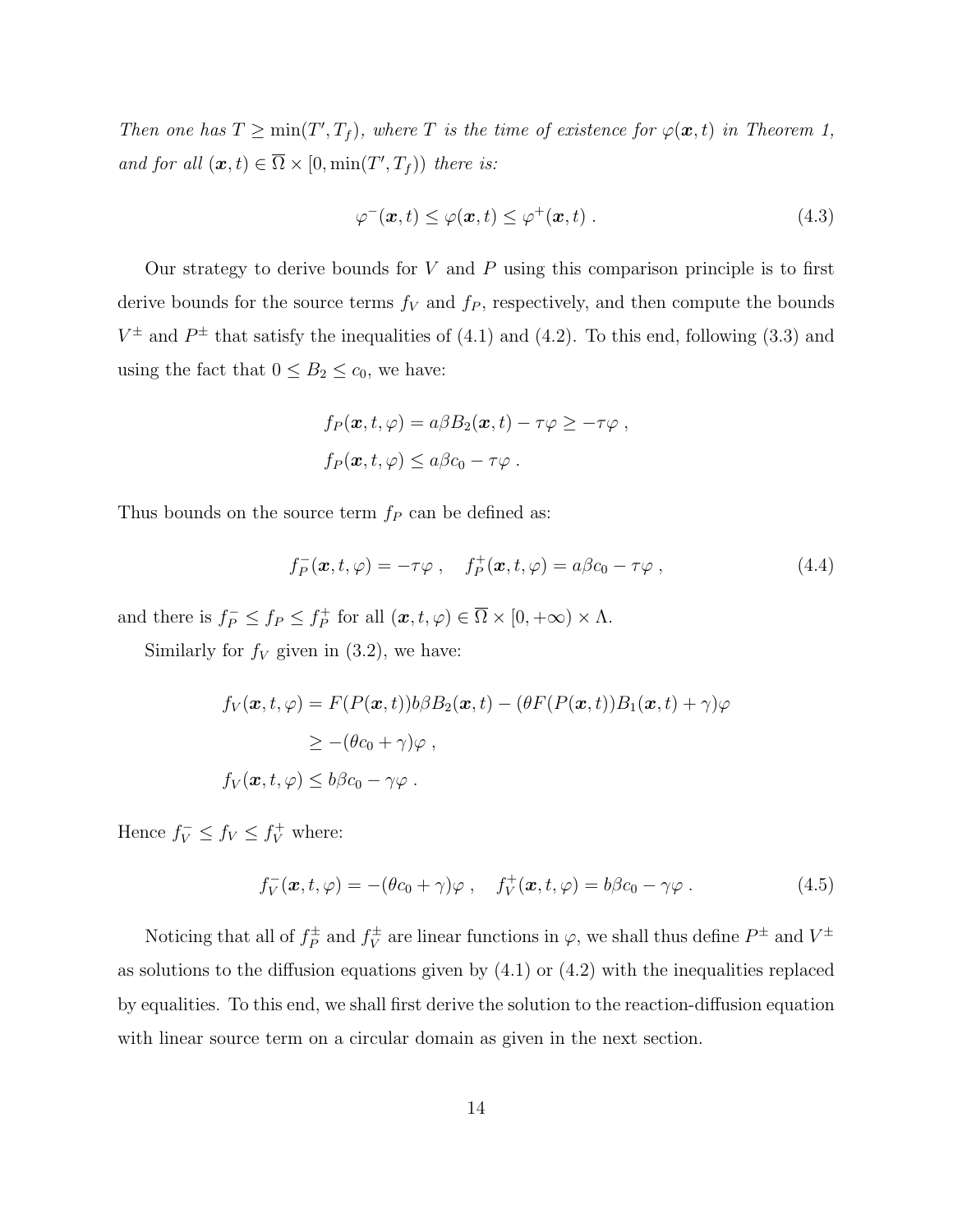*Then one has $T \geq \min(T', T_f)$, where $T$ is the time of existence for $\varphi(\boldsymbol{x}, t)$ in Theorem 1, and for all $(\boldsymbol{x}, t) \in \overline{\Omega} \times [0, \min(T', T_f))$ there is:*

$$\varphi^-(\boldsymbol{x}, t) \leq \varphi(\boldsymbol{x}, t) \leq \varphi^+(\boldsymbol{x}, t) \ . \tag{4.3}$$

Our strategy to derive bounds for $V$ and $P$ using this comparison principle is to first derive bounds for the source terms $f_V$ and $f_P$, respectively, and then compute the bounds $V^\pm$ and $P^\pm$ that satisfy the inequalities of (4.1) and (4.2). To this end, following (3.3) and using the fact that $0 \leq B_2 \leq c_0$, we have:

$$f_P(\boldsymbol{x}, t, \varphi) = a\beta B_2(\boldsymbol{x}, t) - \tau\varphi \geq -\tau\varphi \ ,$$
$$f_P(\boldsymbol{x}, t, \varphi) \leq a\beta c_0 - \tau\varphi \ .$$

Thus bounds on the source term $f_P$ can be defined as:

$$f_P^-(\boldsymbol{x}, t, \varphi) = -\tau\varphi \ , \quad f_P^+(\boldsymbol{x}, t, \varphi) = a\beta c_0 - \tau\varphi \ , \tag{4.4}$$

and there is $f_P^- \leq f_P \leq f_P^+$ for all $(\boldsymbol{x}, t, \varphi) \in \overline{\Omega} \times [0, +\infty) \times \Lambda$.

Similarly for $f_V$ given in (3.2), we have:

$$\begin{aligned}
f_V(\boldsymbol{x}, t, \varphi) &= F(P(\boldsymbol{x}, t))b\beta B_2(\boldsymbol{x}, t) - (\theta F(P(\boldsymbol{x}, t))B_1(\boldsymbol{x}, t) + \gamma)\varphi \\
&\geq -(\theta c_0 + \gamma)\varphi \ , \\
f_V(\boldsymbol{x}, t, \varphi) &\leq b\beta c_0 - \gamma\varphi \ .
\end{aligned}$$

Hence $f_V^- \leq f_V \leq f_V^+$ where:

$$f_V^-(\boldsymbol{x}, t, \varphi) = -(\theta c_0 + \gamma)\varphi \ , \quad f_V^+(\boldsymbol{x}, t, \varphi) = b\beta c_0 - \gamma\varphi \ . \tag{4.5}$$

Noticing that all of $f_P^\pm$ and $f_V^\pm$ are linear functions in $\varphi$, we shall thus define $P^\pm$ and $V^\pm$ as solutions to the diffusion equations given by (4.1) or (4.2) with the inequalities replaced by equalities. To this end, we shall first derive the solution to the reaction-diffusion equation with linear source term on a circular domain as given in the next section.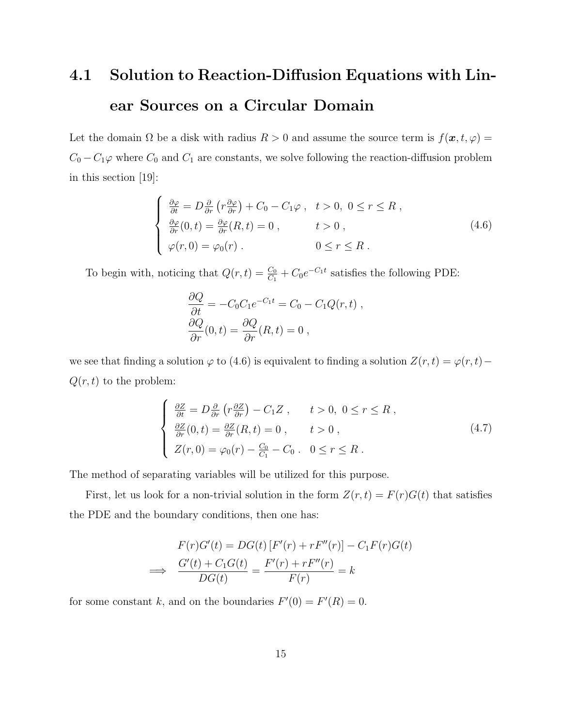## 4.1 Solution to Reaction-Diffusion Equations with Linear Sources on a Circular Domain

Let the domain $\Omega$ be a disk with radius $R > 0$ and assume the source term is $f(\boldsymbol{x}, t, \varphi) = C_0 - C_1\varphi$ where $C_0$ and $C_1$ are constants, we solve following the reaction-diffusion problem in this section [19]:

$$
\begin{cases}
\frac{\partial \varphi}{\partial t} = D\frac{\partial}{\partial r}\left(r\frac{\partial \varphi}{\partial r}\right) + C_0 - C_1\varphi \ , & t > 0,\ 0 \le r \le R \ , \\
\frac{\partial \varphi}{\partial r}(0,t) = \frac{\partial \varphi}{\partial r}(R,t) = 0 \ , & t > 0 \ , \\
\varphi(r,0) = \varphi_0(r) \ . & 0 \le r \le R \ .
\end{cases}
\tag{4.6}
$$

To begin with, noticing that $Q(r,t) = \frac{C_0}{C_1} + C_0 e^{-C_1 t}$ satisfies the following PDE:

$$
\begin{aligned}
\frac{\partial Q}{\partial t} &= -C_0 C_1 e^{-C_1 t} = C_0 - C_1 Q(r,t) \ , \\
\frac{\partial Q}{\partial r}(0,t) &= \frac{\partial Q}{\partial r}(R,t) = 0 \ ,
\end{aligned}
$$

we see that finding a solution $\varphi$ to (4.6) is equivalent to finding a solution $Z(r,t) = \varphi(r,t) - Q(r,t)$ to the problem:

$$
\begin{cases}
\frac{\partial Z}{\partial t} = D\frac{\partial}{\partial r}\left(r\frac{\partial Z}{\partial r}\right) - C_1 Z \ , & t > 0,\ 0 \le r \le R \ , \\
\frac{\partial Z}{\partial r}(0,t) = \frac{\partial Z}{\partial r}(R,t) = 0 \ , & t > 0 \ , \\
Z(r,0) = \varphi_0(r) - \frac{C_0}{C_1} - C_0 \ . & 0 \le r \le R \ .
\end{cases}
\tag{4.7}
$$

The method of separating variables will be utilized for this purpose.

First, let us look for a non-trivial solution in the form $Z(r,t) = F(r)G(t)$ that satisfies the PDE and the boundary conditions, then one has:

$$
\begin{aligned}
& F(r)G'(t) = DG(t)\left[F'(r) + rF''(r)\right] - C_1 F(r)G(t) \\
\Longrightarrow \quad & \frac{G'(t) + C_1 G(t)}{DG(t)} = \frac{F'(r) + rF''(r)}{F(r)} = k
\end{aligned}
$$

for some constant $k$, and on the boundaries $F'(0) = F'(R) = 0$.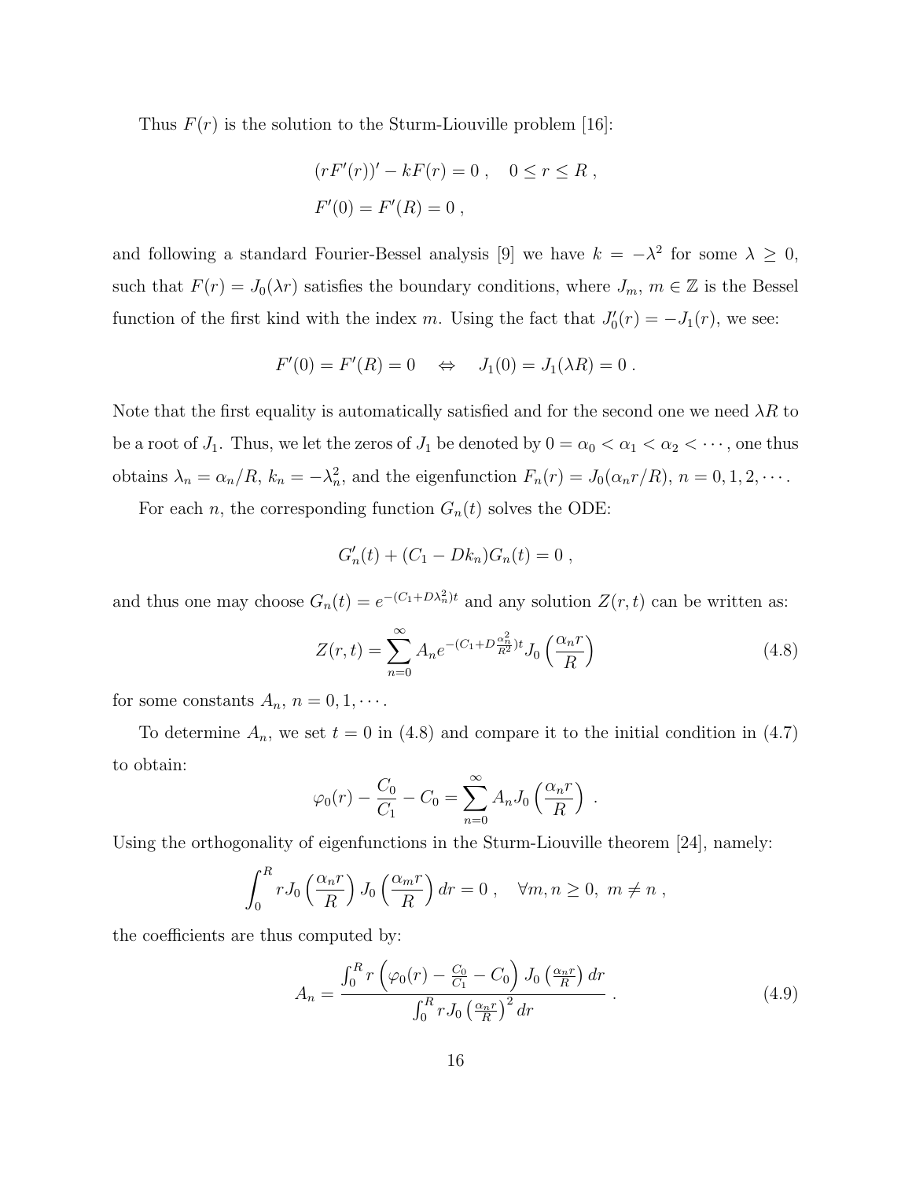Thus $F(r)$ is the solution to the Sturm-Liouville problem [16]:

$$(rF'(r))' - kF(r) = 0 \ , \quad 0 \le r \le R \ ,$$
$$F'(0) = F'(R) = 0 \ ,$$

and following a standard Fourier-Bessel analysis [9] we have $k = -\lambda^2$ for some $\lambda \ge 0$, such that $F(r) = J_0(\lambda r)$ satisfies the boundary conditions, where $J_m$, $m \in \mathbb{Z}$ is the Bessel function of the first kind with the index $m$. Using the fact that $J_0'(r) = -J_1(r)$, we see:

$$F'(0) = F'(R) = 0 \quad \Leftrightarrow \quad J_1(0) = J_1(\lambda R) = 0 \ .$$

Note that the first equality is automatically satisfied and for the second one we need $\lambda R$ to be a root of $J_1$. Thus, we let the zeros of $J_1$ be denoted by $0 = \alpha_0 < \alpha_1 < \alpha_2 < \cdots$, one thus obtains $\lambda_n = \alpha_n/R$, $k_n = -\lambda_n^2$, and the eigenfunction $F_n(r) = J_0(\alpha_n r/R)$, $n = 0, 1, 2, \cdots$.

For each $n$, the corresponding function $G_n(t)$ solves the ODE:

$$G_n'(t) + (C_1 - Dk_n)G_n(t) = 0 \ ,$$

and thus one may choose $G_n(t) = e^{-(C_1 + D\lambda_n^2)t}$ and any solution $Z(r,t)$ can be written as:

$$Z(r,t) = \sum_{n=0}^{\infty} A_n e^{-(C_1 + D\frac{\alpha_n^2}{R^2})t} J_0\left(\frac{\alpha_n r}{R}\right) \tag{4.8}$$

for some constants $A_n$, $n = 0, 1, \cdots$.

To determine $A_n$, we set $t = 0$ in (4.8) and compare it to the initial condition in (4.7) to obtain:

$$\varphi_0(r) - \frac{C_0}{C_1} - C_0 = \sum_{n=0}^{\infty} A_n J_0\left(\frac{\alpha_n r}{R}\right) \ .$$

Using the orthogonality of eigenfunctions in the Sturm-Liouville theorem [24], namely:

$$\int_0^R r J_0\left(\frac{\alpha_n r}{R}\right) J_0\left(\frac{\alpha_m r}{R}\right) dr = 0 \ , \quad \forall m, n \ge 0, \ m \ne n \ ,$$

the coefficients are thus computed by:

$$A_n = \frac{\int_0^R r\left(\varphi_0(r) - \frac{C_0}{C_1} - C_0\right) J_0\left(\frac{\alpha_n r}{R}\right) dr}{\int_0^R r J_0\left(\frac{\alpha_n r}{R}\right)^2 dr} \ . \tag{4.9}$$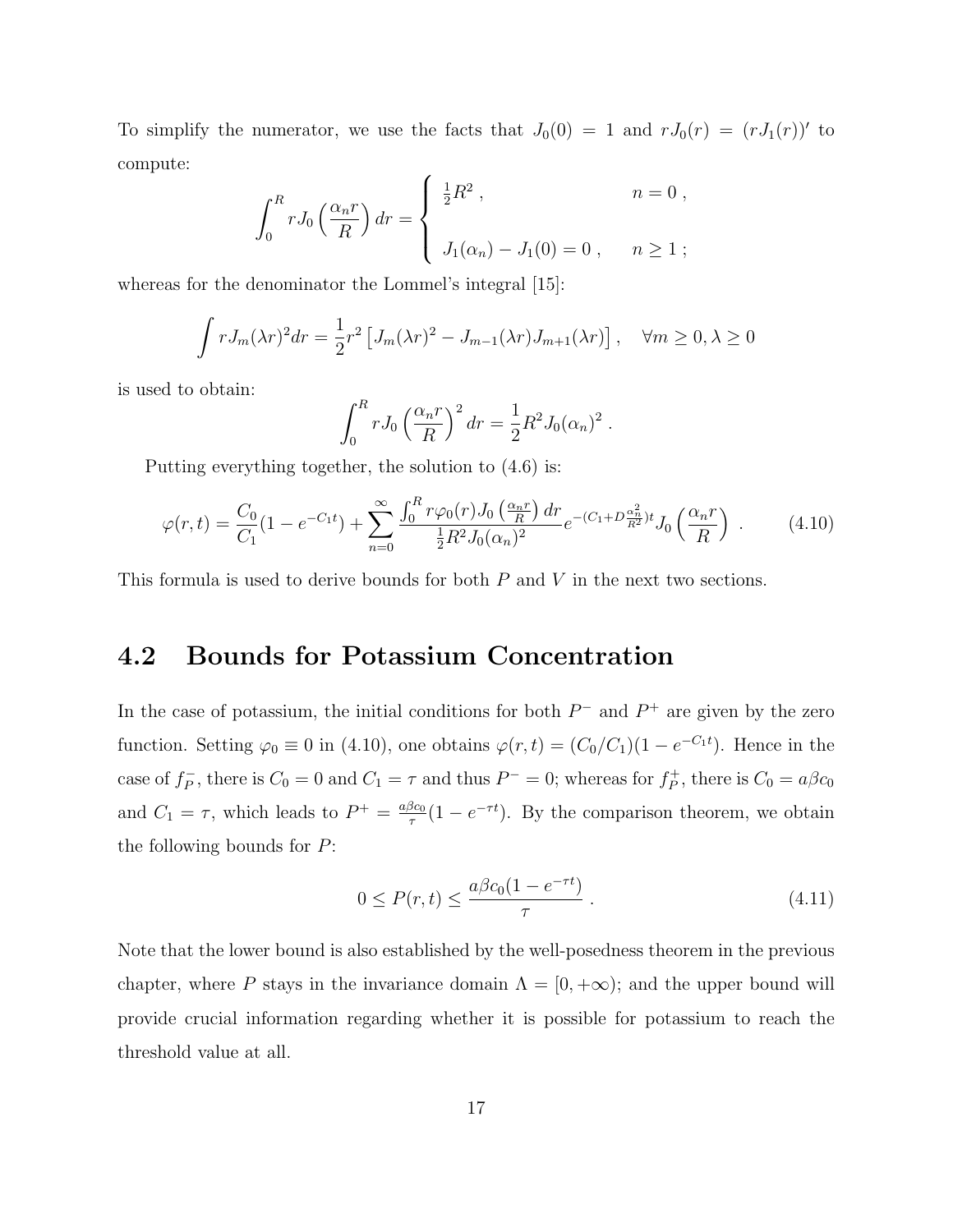To simplify the numerator, we use the facts that $J_0(0) = 1$ and $rJ_0(r) = (rJ_1(r))'$ to compute:

$$\int_0^R r J_0\left(\frac{\alpha_n r}{R}\right) dr = \begin{cases} \frac{1}{2}R^2 \ , & n = 0 \ , \\ \\ J_1(\alpha_n) - J_1(0) = 0 \ , & n \geq 1 \ ; \end{cases}$$

whereas for the denominator the Lommel's integral [15]:

$$\int r J_m(\lambda r)^2 dr = \frac{1}{2} r^2 \left[ J_m(\lambda r)^2 - J_{m-1}(\lambda r) J_{m+1}(\lambda r) \right] , \quad \forall m \geq 0, \lambda \geq 0$$

is used to obtain:

$$\int_0^R r J_0\left(\frac{\alpha_n r}{R}\right)^2 dr = \frac{1}{2} R^2 J_0(\alpha_n)^2 \ .$$

Putting everything together, the solution to (4.6) is:

$$\varphi(r,t) = \frac{C_0}{C_1}(1 - e^{-C_1 t}) + \sum_{n=0}^{\infty} \frac{\int_0^R r\varphi_0(r) J_0\left(\frac{\alpha_n r}{R}\right) dr}{\frac{1}{2}R^2 J_0(\alpha_n)^2} e^{-(C_1 + D\frac{\alpha_n^2}{R^2})t} J_0\left(\frac{\alpha_n r}{R}\right) \ . \tag{4.10}$$

This formula is used to derive bounds for both $P$ and $V$ in the next two sections.

## 4.2 Bounds for Potassium Concentration

In the case of potassium, the initial conditions for both $P^-$ and $P^+$ are given by the zero function. Setting $\varphi_0 \equiv 0$ in (4.10), one obtains $\varphi(r,t) = (C_0/C_1)(1 - e^{-C_1 t})$. Hence in the case of $f_P^-$, there is $C_0 = 0$ and $C_1 = \tau$ and thus $P^- = 0$; whereas for $f_P^+$, there is $C_0 = a\beta c_0$ and $C_1 = \tau$, which leads to $P^+ = \frac{a\beta c_0}{\tau}(1 - e^{-\tau t})$. By the comparison theorem, we obtain the following bounds for $P$:

$$0 \leq P(r,t) \leq \frac{a\beta c_0 (1 - e^{-\tau t})}{\tau} \ . \tag{4.11}$$

Note that the lower bound is also established by the well-posedness theorem in the previous chapter, where $P$ stays in the invariance domain $\Lambda = [0, +\infty)$; and the upper bound will provide crucial information regarding whether it is possible for potassium to reach the threshold value at all.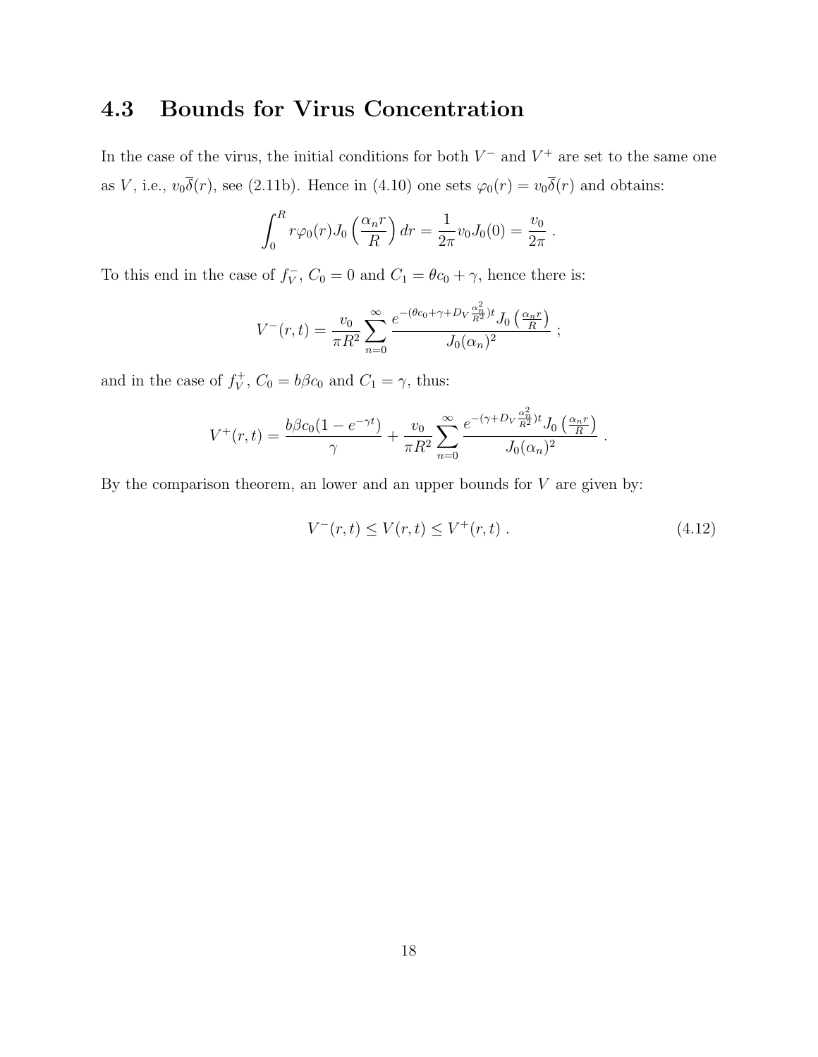## 4.3 Bounds for Virus Concentration

In the case of the virus, the initial conditions for both $V^-$ and $V^+$ are set to the same one as $V$, i.e., $v_0\overline{\delta}(r)$, see (2.11b). Hence in (4.10) one sets $\varphi_0(r) = v_0\overline{\delta}(r)$ and obtains:

$$\int_0^R r\varphi_0(r) J_0\left(\frac{\alpha_n r}{R}\right) dr = \frac{1}{2\pi} v_0 J_0(0) = \frac{v_0}{2\pi} \; .$$

To this end in the case of $f_V^-$, $C_0 = 0$ and $C_1 = \theta c_0 + \gamma$, hence there is:

$$V^-(r,t) = \frac{v_0}{\pi R^2} \sum_{n=0}^{\infty} \frac{e^{-(\theta c_0 + \gamma + D_V \frac{\alpha_n^2}{R^2})t} J_0\left(\frac{\alpha_n r}{R}\right)}{J_0(\alpha_n)^2} \; ;$$

and in the case of $f_V^+$, $C_0 = b\beta c_0$ and $C_1 = \gamma$, thus:

$$V^+(r,t) = \frac{b\beta c_0(1 - e^{-\gamma t})}{\gamma} + \frac{v_0}{\pi R^2} \sum_{n=0}^{\infty} \frac{e^{-(\gamma + D_V \frac{\alpha_n^2}{R^2})t} J_0\left(\frac{\alpha_n r}{R}\right)}{J_0(\alpha_n)^2} \; .$$

By the comparison theorem, an lower and an upper bounds for $V$ are given by:

$$V^-(r,t) \leq V(r,t) \leq V^+(r,t) \; . \tag{4.12}$$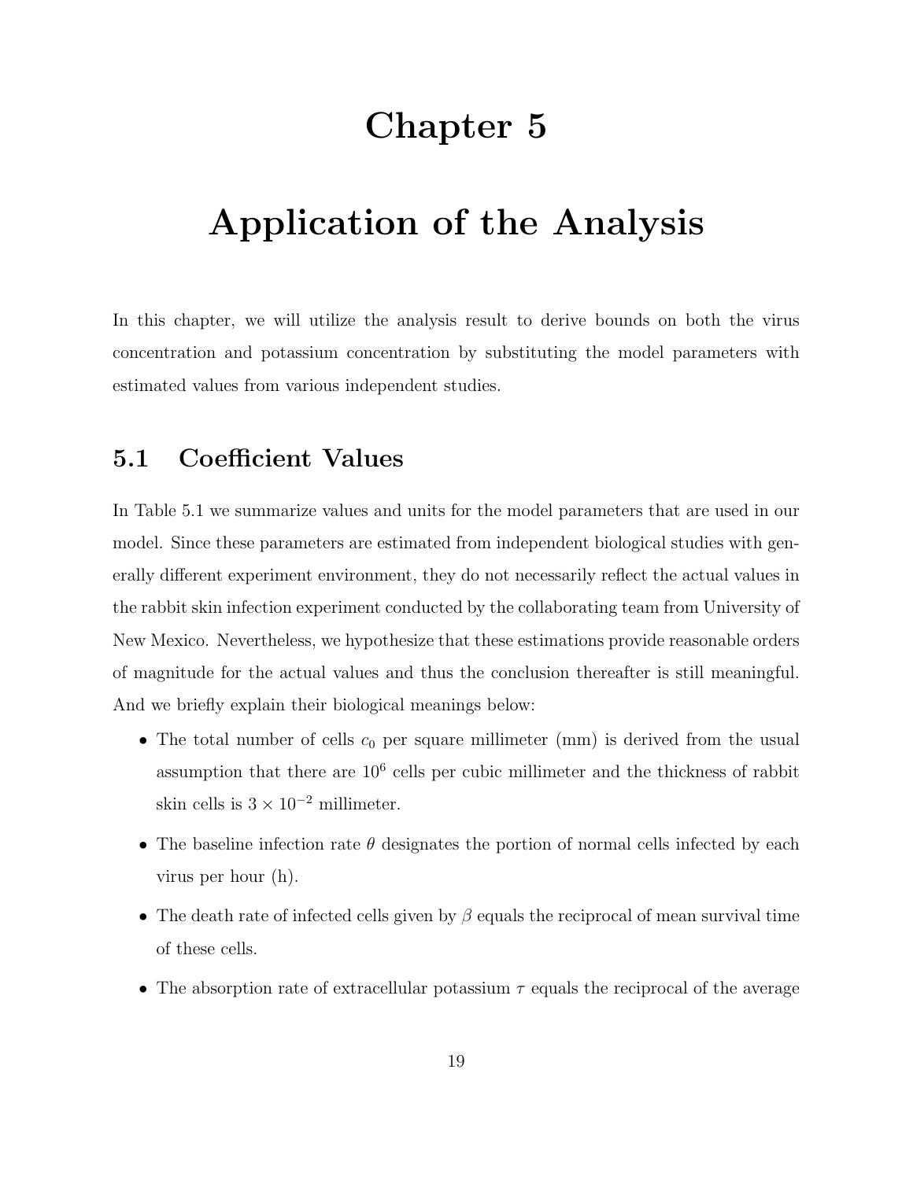# Chapter 5

# Application of the Analysis

In this chapter, we will utilize the analysis result to derive bounds on both the virus concentration and potassium concentration by substituting the model parameters with estimated values from various independent studies.

## 5.1 Coefficient Values

In Table 5.1 we summarize values and units for the model parameters that are used in our model. Since these parameters are estimated from independent biological studies with generally different experiment environment, they do not necessarily reflect the actual values in the rabbit skin infection experiment conducted by the collaborating team from University of New Mexico. Nevertheless, we hypothesize that these estimations provide reasonable orders of magnitude for the actual values and thus the conclusion thereafter is still meaningful. And we briefly explain their biological meanings below:

- The total number of cells $c_0$ per square millimeter (mm) is derived from the usual assumption that there are $10^6$ cells per cubic millimeter and the thickness of rabbit skin cells is $3 \times 10^{-2}$ millimeter.
- The baseline infection rate $\theta$ designates the portion of normal cells infected by each virus per hour (h).
- The death rate of infected cells given by $\beta$ equals the reciprocal of mean survival time of these cells.
- The absorption rate of extracellular potassium $\tau$ equals the reciprocal of the average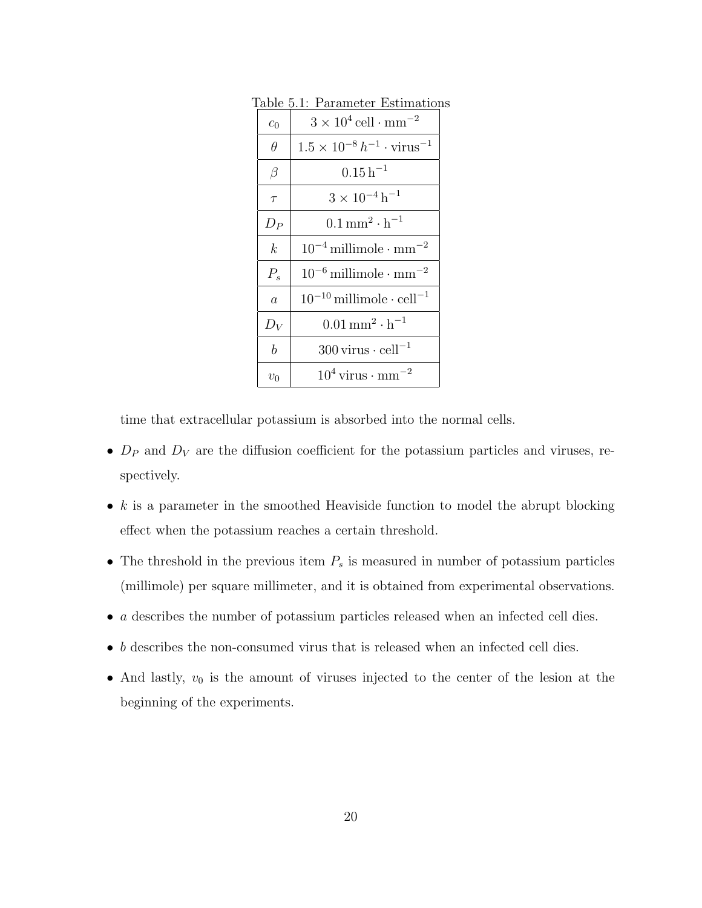Table 5.1: Parameter Estimations

| | |
|---|---|
| $c_0$ | $3 \times 10^4\,\text{cell} \cdot \text{mm}^{-2}$ |
| $\theta$ | $1.5 \times 10^{-8}\,h^{-1} \cdot \text{virus}^{-1}$ |
| $\beta$ | $0.15\,\text{h}^{-1}$ |
| $\tau$ | $3 \times 10^{-4}\,\text{h}^{-1}$ |
| $D_P$ | $0.1\,\text{mm}^2 \cdot \text{h}^{-1}$ |
| $k$ | $10^{-4}\,\text{millimole} \cdot \text{mm}^{-2}$ |
| $P_s$ | $10^{-6}\,\text{millimole} \cdot \text{mm}^{-2}$ |
| $a$ | $10^{-10}\,\text{millimole} \cdot \text{cell}^{-1}$ |
| $D_V$ | $0.01\,\text{mm}^2 \cdot \text{h}^{-1}$ |
| $b$ | $300\,\text{virus} \cdot \text{cell}^{-1}$ |
| $v_0$ | $10^4\,\text{virus} \cdot \text{mm}^{-2}$ |

time that extracellular potassium is absorbed into the normal cells.

- $D_P$ and $D_V$ are the diffusion coefficient for the potassium particles and viruses, respectively.
- $k$ is a parameter in the smoothed Heaviside function to model the abrupt blocking effect when the potassium reaches a certain threshold.
- The threshold in the previous item $P_s$ is measured in number of potassium particles (millimole) per square millimeter, and it is obtained from experimental observations.
- $a$ describes the number of potassium particles released when an infected cell dies.
- $b$ describes the non-consumed virus that is released when an infected cell dies.
- And lastly, $v_0$ is the amount of viruses injected to the center of the lesion at the beginning of the experiments.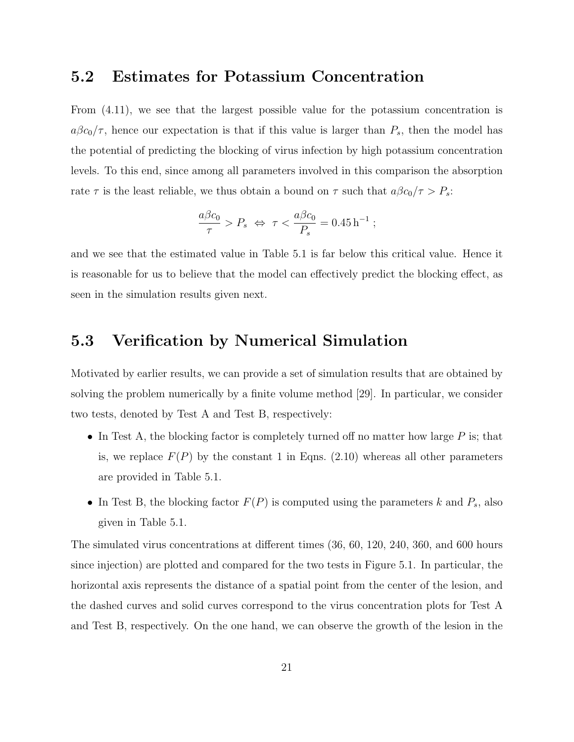## 5.2 Estimates for Potassium Concentration

From (4.11), we see that the largest possible value for the potassium concentration is $a\beta c_0/\tau$, hence our expectation is that if this value is larger than $P_s$, then the model has the potential of predicting the blocking of virus infection by high potassium concentration levels. To this end, since among all parameters involved in this comparison the absorption rate $\tau$ is the least reliable, we thus obtain a bound on $\tau$ such that $a\beta c_0/\tau > P_s$:

$$\frac{a\beta c_0}{\tau} > P_s \;\Leftrightarrow\; \tau < \frac{a\beta c_0}{P_s} = 0.45\,\mathrm{h}^{-1}\;;$$

and we see that the estimated value in Table 5.1 is far below this critical value. Hence it is reasonable for us to believe that the model can effectively predict the blocking effect, as seen in the simulation results given next.

## 5.3 Verification by Numerical Simulation

Motivated by earlier results, we can provide a set of simulation results that are obtained by solving the problem numerically by a finite volume method [29]. In particular, we consider two tests, denoted by Test A and Test B, respectively:

- In Test A, the blocking factor is completely turned off no matter how large $P$ is; that is, we replace $F(P)$ by the constant 1 in Eqns. (2.10) whereas all other parameters are provided in Table 5.1.
- In Test B, the blocking factor $F(P)$ is computed using the parameters $k$ and $P_s$, also given in Table 5.1.

The simulated virus concentrations at different times (36, 60, 120, 240, 360, and 600 hours since injection) are plotted and compared for the two tests in Figure 5.1. In particular, the horizontal axis represents the distance of a spatial point from the center of the lesion, and the dashed curves and solid curves correspond to the virus concentration plots for Test A and Test B, respectively. On the one hand, we can observe the growth of the lesion in the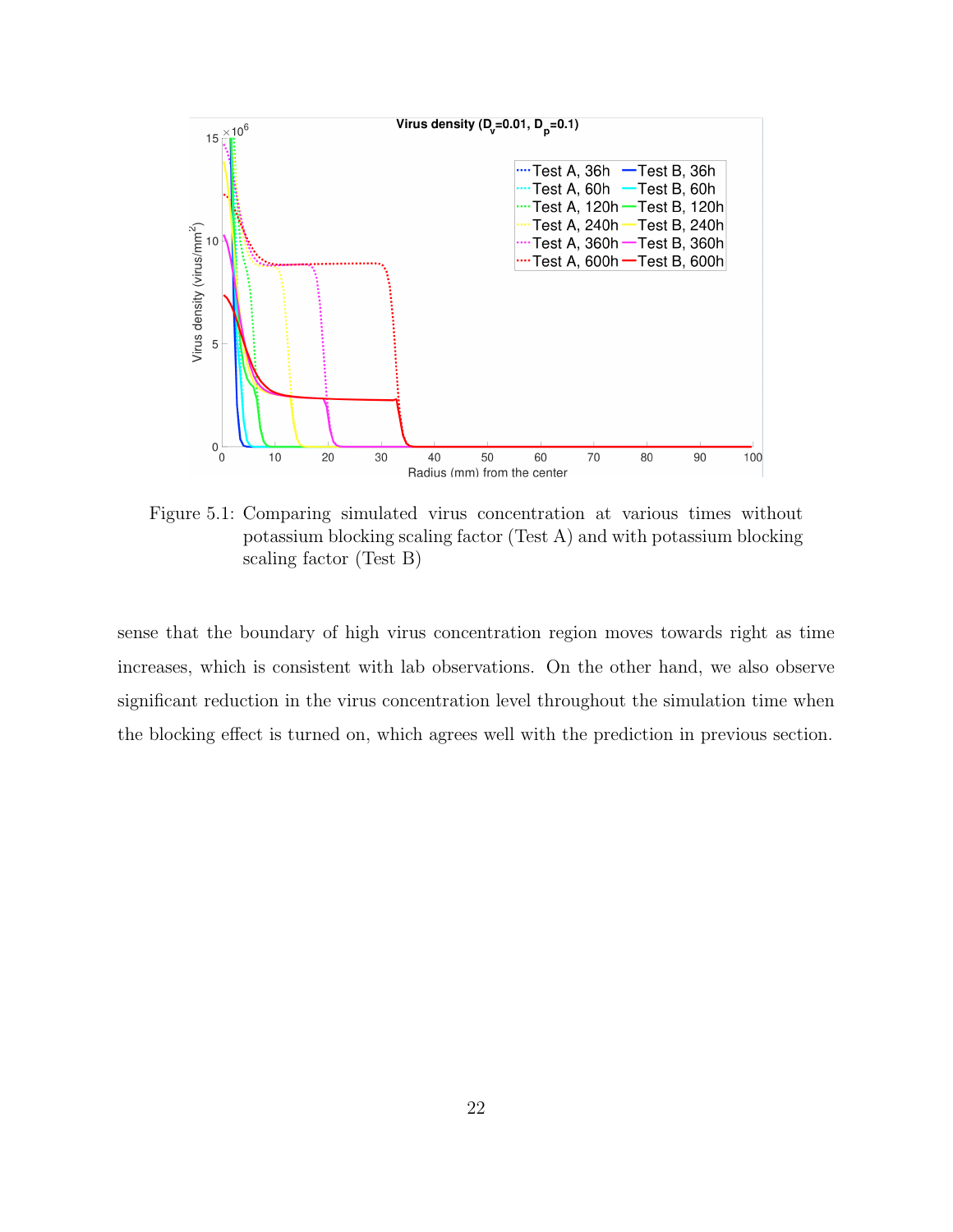Figure 5.1: Comparing simulated virus concentration at various times without potassium blocking scaling factor (Test A) and with potassium blocking scaling factor (Test B)

sense that the boundary of high virus concentration region moves towards right as time increases, which is consistent with lab observations. On the other hand, we also observe significant reduction in the virus concentration level throughout the simulation time when the blocking effect is turned on, which agrees well with the prediction in previous section.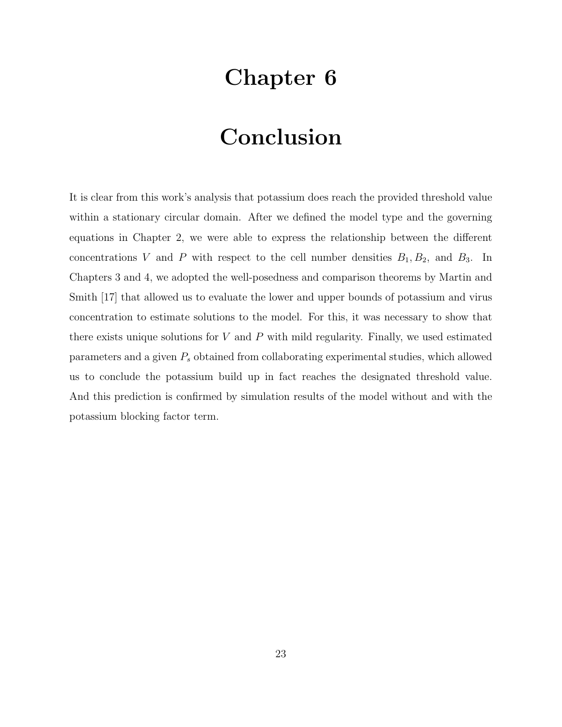# Chapter 6

# Conclusion

It is clear from this work's analysis that potassium does reach the provided threshold value within a stationary circular domain. After we defined the model type and the governing equations in Chapter 2, we were able to express the relationship between the different concentrations $V$ and $P$ with respect to the cell number densities $B_1, B_2$, and $B_3$. In Chapters 3 and 4, we adopted the well-posedness and comparison theorems by Martin and Smith [17] that allowed us to evaluate the lower and upper bounds of potassium and virus concentration to estimate solutions to the model. For this, it was necessary to show that there exists unique solutions for $V$ and $P$ with mild regularity. Finally, we used estimated parameters and a given $P_s$ obtained from collaborating experimental studies, which allowed us to conclude the potassium build up in fact reaches the designated threshold value. And this prediction is confirmed by simulation results of the model without and with the potassium blocking factor term.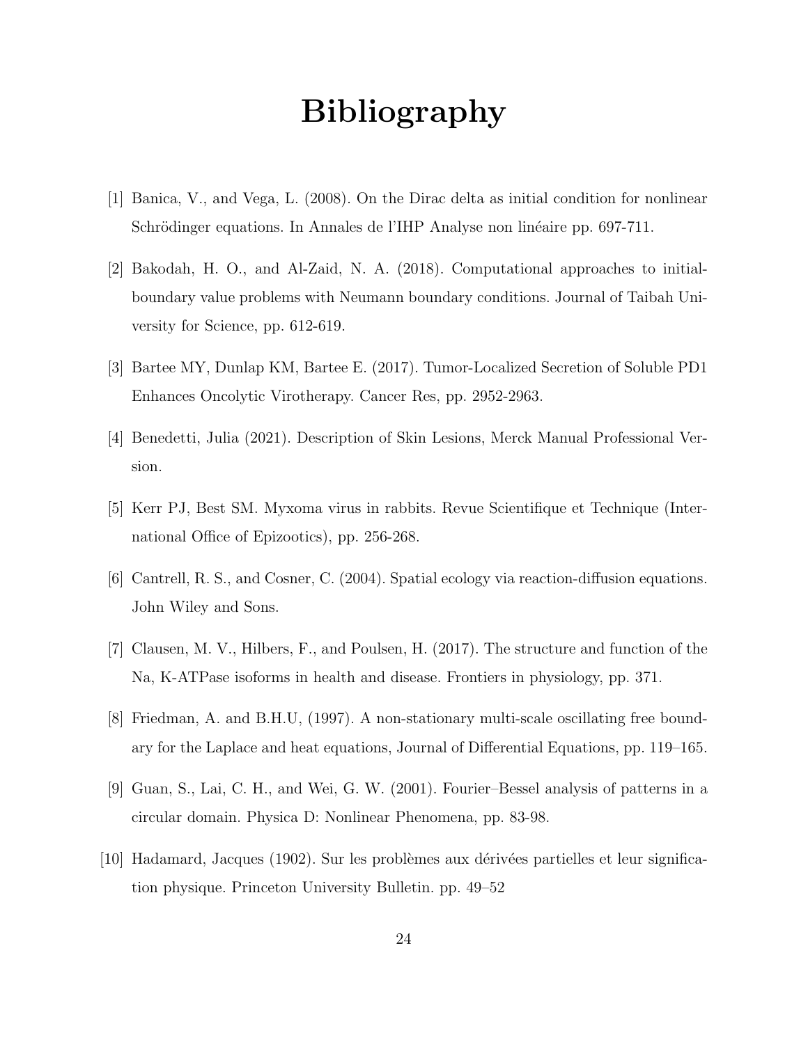# Bibliography

[1] Banica, V., and Vega, L. (2008). On the Dirac delta as initial condition for nonlinear Schrödinger equations. In Annales de l'IHP Analyse non linéaire pp. 697-711.

[2] Bakodah, H. O., and Al-Zaid, N. A. (2018). Computational approaches to initial-boundary value problems with Neumann boundary conditions. Journal of Taibah University for Science, pp. 612-619.

[3] Bartee MY, Dunlap KM, Bartee E. (2017). Tumor-Localized Secretion of Soluble PD1 Enhances Oncolytic Virotherapy. Cancer Res, pp. 2952-2963.

[4] Benedetti, Julia (2021). Description of Skin Lesions, Merck Manual Professional Version.

[5] Kerr PJ, Best SM. Myxoma virus in rabbits. Revue Scientifique et Technique (International Office of Epizootics), pp. 256-268.

[6] Cantrell, R. S., and Cosner, C. (2004). Spatial ecology via reaction-diffusion equations. John Wiley and Sons.

[7] Clausen, M. V., Hilbers, F., and Poulsen, H. (2017). The structure and function of the Na, K-ATPase isoforms in health and disease. Frontiers in physiology, pp. 371.

[8] Friedman, A. and B.H.U, (1997). A non-stationary multi-scale oscillating free boundary for the Laplace and heat equations, Journal of Differential Equations, pp. 119–165.

[9] Guan, S., Lai, C. H., and Wei, G. W. (2001). Fourier–Bessel analysis of patterns in a circular domain. Physica D: Nonlinear Phenomena, pp. 83-98.

[10] Hadamard, Jacques (1902). Sur les problèmes aux dérivées partielles et leur signification physique. Princeton University Bulletin. pp. 49–52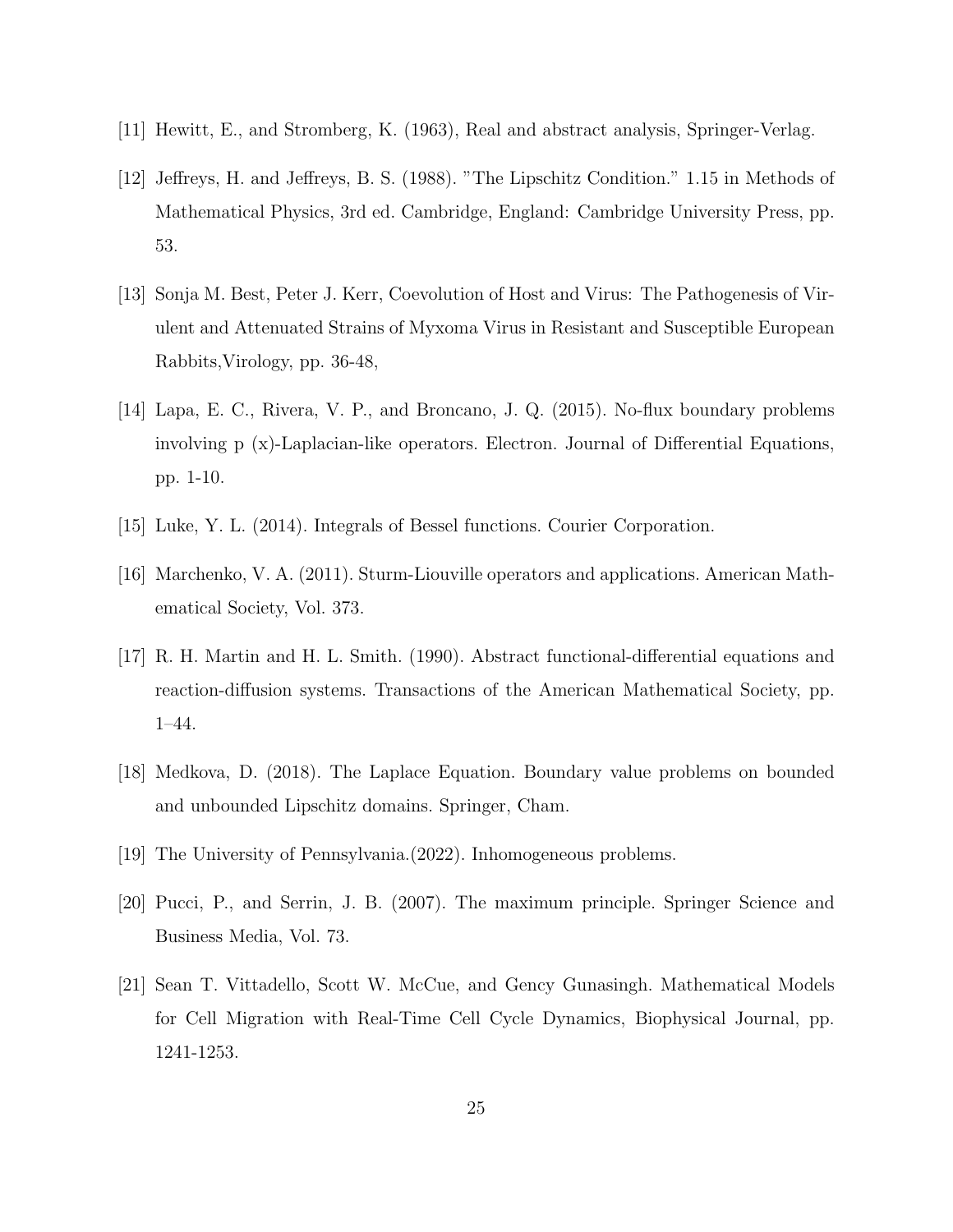[11] Hewitt, E., and Stromberg, K. (1963), Real and abstract analysis, Springer-Verlag.

[12] Jeffreys, H. and Jeffreys, B. S. (1988). "The Lipschitz Condition." 1.15 in Methods of Mathematical Physics, 3rd ed. Cambridge, England: Cambridge University Press, pp. 53.

[13] Sonja M. Best, Peter J. Kerr, Coevolution of Host and Virus: The Pathogenesis of Virulent and Attenuated Strains of Myxoma Virus in Resistant and Susceptible European Rabbits,Virology, pp. 36-48,

[14] Lapa, E. C., Rivera, V. P., and Broncano, J. Q. (2015). No-flux boundary problems involving p (x)-Laplacian-like operators. Electron. Journal of Differential Equations, pp. 1-10.

[15] Luke, Y. L. (2014). Integrals of Bessel functions. Courier Corporation.

[16] Marchenko, V. A. (2011). Sturm-Liouville operators and applications. American Mathematical Society, Vol. 373.

[17] R. H. Martin and H. L. Smith. (1990). Abstract functional-differential equations and reaction-diffusion systems. Transactions of the American Mathematical Society, pp. 1–44.

[18] Medkova, D. (2018). The Laplace Equation. Boundary value problems on bounded and unbounded Lipschitz domains. Springer, Cham.

[19] The University of Pennsylvania.(2022). Inhomogeneous problems.

[20] Pucci, P., and Serrin, J. B. (2007). The maximum principle. Springer Science and Business Media, Vol. 73.

[21] Sean T. Vittadello, Scott W. McCue, and Gency Gunasingh. Mathematical Models for Cell Migration with Real-Time Cell Cycle Dynamics, Biophysical Journal, pp. 1241-1253.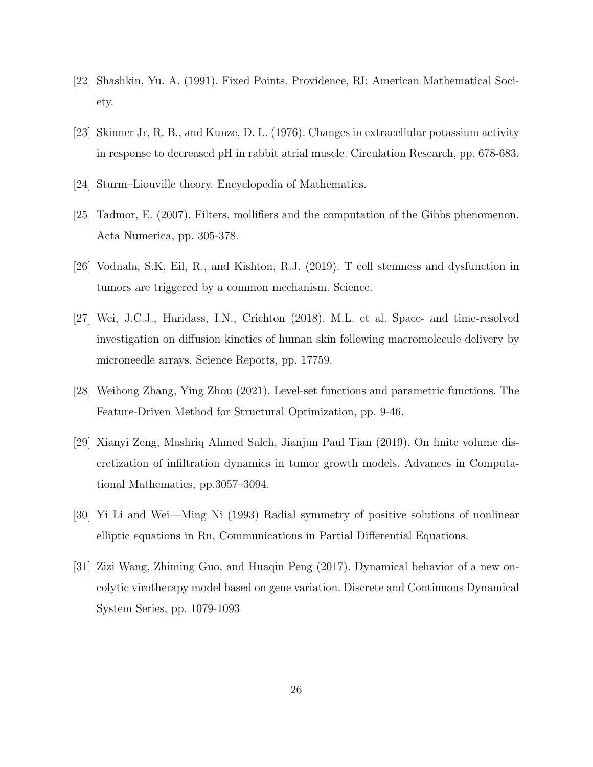[22] Shashkin, Yu. A. (1991). Fixed Points. Providence, RI: American Mathematical Society.

[23] Skinner Jr, R. B., and Kunze, D. L. (1976). Changes in extracellular potassium activity in response to decreased pH in rabbit atrial muscle. Circulation Research, pp. 678-683.

[24] Sturm–Liouville theory. Encyclopedia of Mathematics.

[25] Tadmor, E. (2007). Filters, mollifiers and the computation of the Gibbs phenomenon. Acta Numerica, pp. 305-378.

[26] Vodnala, S.K, Eil, R., and Kishton, R.J. (2019). T cell stemness and dysfunction in tumors are triggered by a common mechanism. Science.

[27] Wei, J.C.J., Haridass, I.N., Crichton (2018). M.L. et al. Space- and time-resolved investigation on diffusion kinetics of human skin following macromolecule delivery by microneedle arrays. Science Reports, pp. 17759.

[28] Weihong Zhang, Ying Zhou (2021). Level-set functions and parametric functions. The Feature-Driven Method for Structural Optimization, pp. 9-46.

[29] Xianyi Zeng, Mashriq Ahmed Saleh, Jianjun Paul Tian (2019). On finite volume discretization of infiltration dynamics in tumor growth models. Advances in Computational Mathematics, pp.3057–3094.

[30] Yi Li and Wei—Ming Ni (1993) Radial symmetry of positive solutions of nonlinear elliptic equations in Rn, Communications in Partial Differential Equations.

[31] Zizi Wang, Zhiming Guo, and Huaqin Peng (2017). Dynamical behavior of a new oncolytic virotherapy model based on gene variation. Discrete and Continuous Dynamical System Series, pp. 1079-1093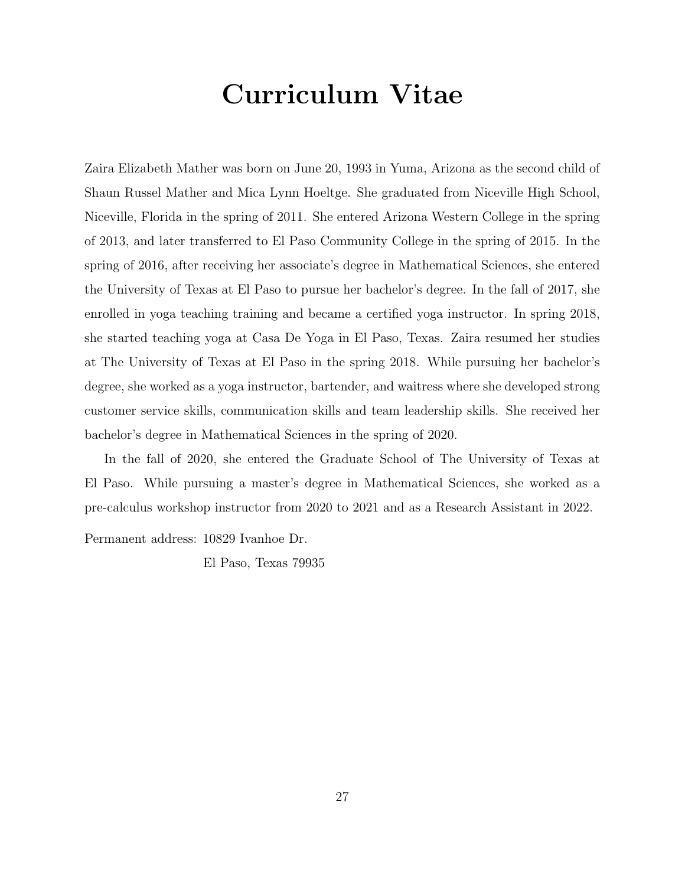# Curriculum Vitae

Zaira Elizabeth Mather was born on June 20, 1993 in Yuma, Arizona as the second child of Shaun Russel Mather and Mica Lynn Hoeltge. She graduated from Niceville High School, Niceville, Florida in the spring of 2011. She entered Arizona Western College in the spring of 2013, and later transferred to El Paso Community College in the spring of 2015. In the spring of 2016, after receiving her associate's degree in Mathematical Sciences, she entered the University of Texas at El Paso to pursue her bachelor's degree. In the fall of 2017, she enrolled in yoga teaching training and became a certified yoga instructor. In spring 2018, she started teaching yoga at Casa De Yoga in El Paso, Texas. Zaira resumed her studies at The University of Texas at El Paso in the spring 2018. While pursuing her bachelor's degree, she worked as a yoga instructor, bartender, and waitress where she developed strong customer service skills, communication skills and team leadership skills. She received her bachelor's degree in Mathematical Sciences in the spring of 2020.

In the fall of 2020, she entered the Graduate School of The University of Texas at El Paso. While pursuing a master's degree in Mathematical Sciences, she worked as a pre-calculus workshop instructor from 2020 to 2021 and as a Research Assistant in 2022.

Permanent address: 10829 Ivanhoe Dr.
El Paso, Texas 79935